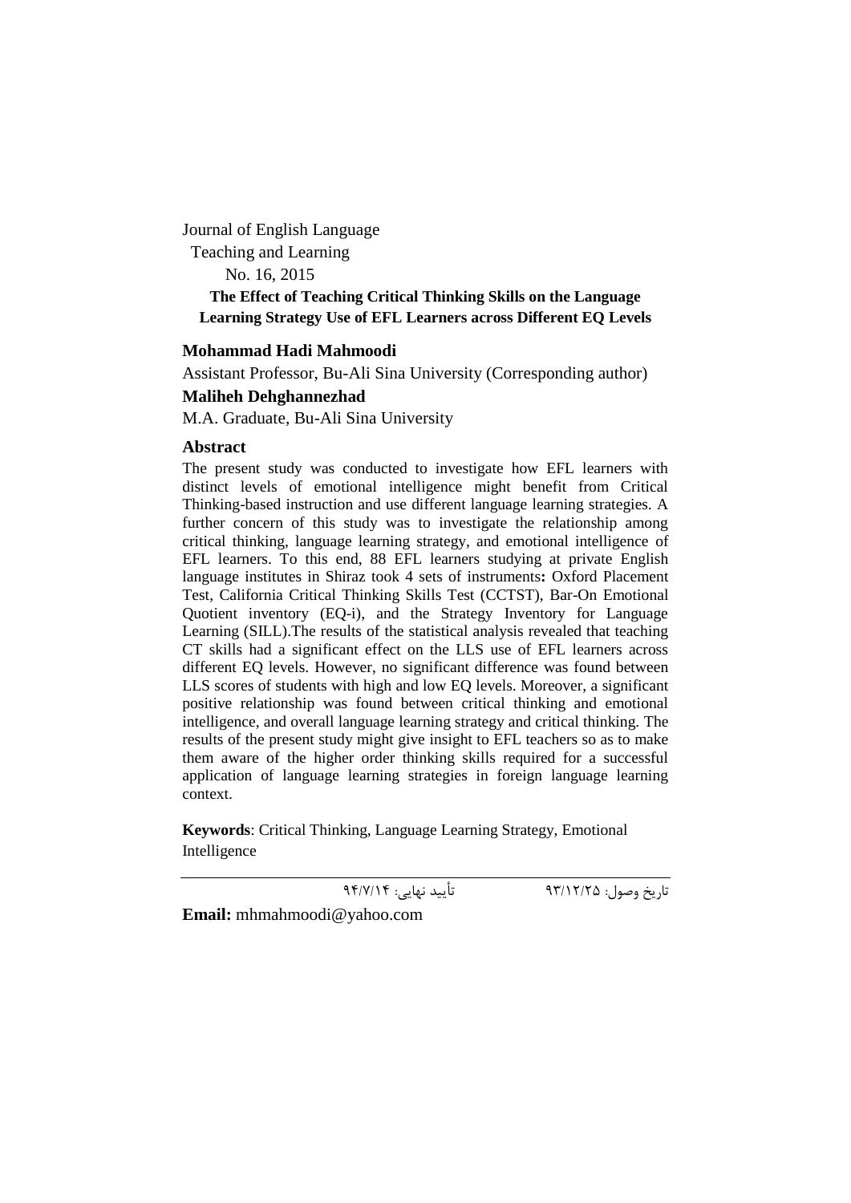Journal of English Language
Teaching and Learning
No. 16, 2015

# The Effect of Teaching Critical Thinking Skills on the Language Learning Strategy Use of EFL Learners across Different EQ Levels

**Mohammad Hadi Mahmoodi**

Assistant Professor, Bu-Ali Sina University (Corresponding author)

**Maliheh Dehghannezhad**

M.A. Graduate, Bu-Ali Sina University

## Abstract

The present study was conducted to investigate how EFL learners with distinct levels of emotional intelligence might benefit from Critical Thinking-based instruction and use different language learning strategies. A further concern of this study was to investigate the relationship among critical thinking, language learning strategy, and emotional intelligence of EFL learners. To this end, 88 EFL learners studying at private English language institutes in Shiraz took 4 sets of instruments**:** Oxford Placement Test, California Critical Thinking Skills Test (CCTST), Bar-On Emotional Quotient inventory (EQ-i), and the Strategy Inventory for Language Learning (SILL).The results of the statistical analysis revealed that teaching CT skills had a significant effect on the LLS use of EFL learners across different EQ levels. However, no significant difference was found between LLS scores of students with high and low EQ levels. Moreover, a significant positive relationship was found between critical thinking and emotional intelligence, and overall language learning strategy and critical thinking. The results of the present study might give insight to EFL teachers so as to make them aware of the higher order thinking skills required for a successful application of language learning strategies in foreign language learning context.

**Keywords**: Critical Thinking, Language Learning Strategy, Emotional Intelligence

---

تاریخ وصول: ۹۳/۱۲/۲۵ تأیید نهایی: ۹۴/۷/۱۴

**Email:** mhmahmoodi@yahoo.com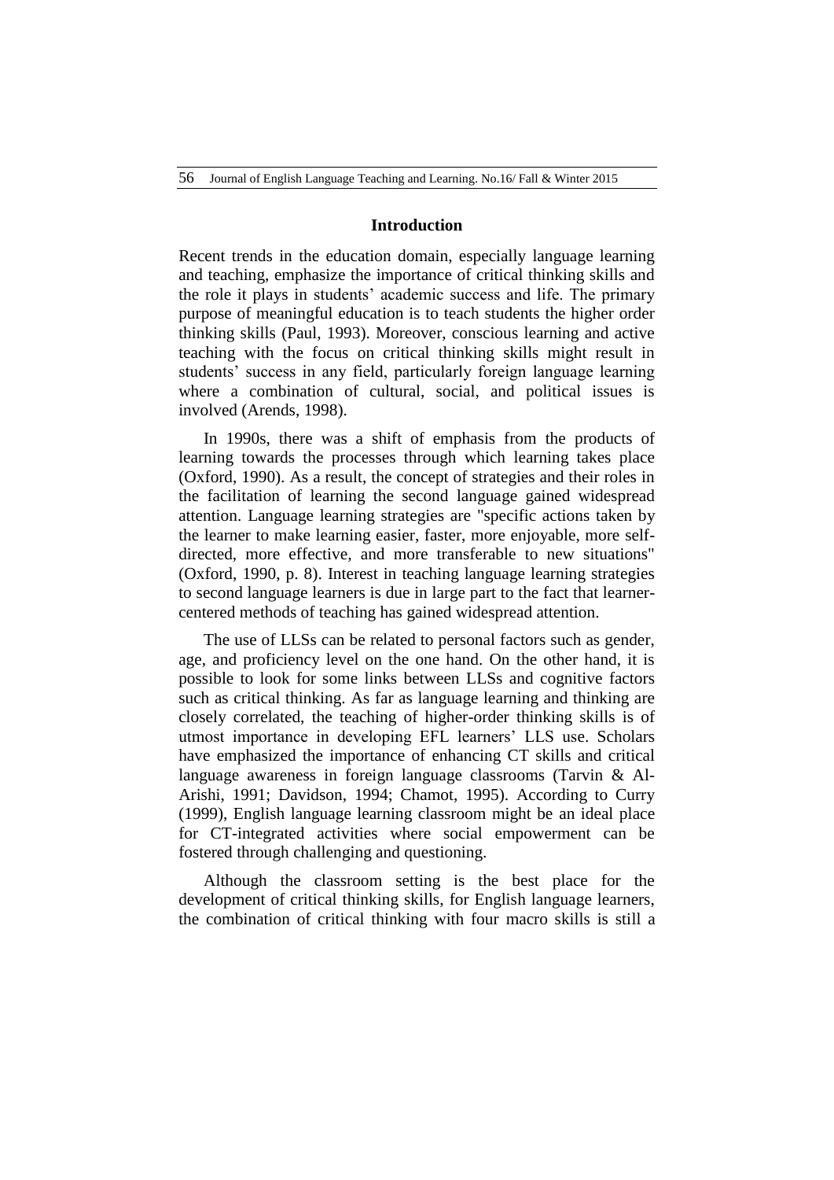## Introduction

Recent trends in the education domain, especially language learning and teaching, emphasize the importance of critical thinking skills and the role it plays in students' academic success and life. The primary purpose of meaningful education is to teach students the higher order thinking skills (Paul, 1993). Moreover, conscious learning and active teaching with the focus on critical thinking skills might result in students' success in any field, particularly foreign language learning where a combination of cultural, social, and political issues is involved (Arends, 1998).

In 1990s, there was a shift of emphasis from the products of learning towards the processes through which learning takes place (Oxford, 1990). As a result, the concept of strategies and their roles in the facilitation of learning the second language gained widespread attention. Language learning strategies are "specific actions taken by the learner to make learning easier, faster, more enjoyable, more self-directed, more effective, and more transferable to new situations" (Oxford, 1990, p. 8). Interest in teaching language learning strategies to second language learners is due in large part to the fact that learner-centered methods of teaching has gained widespread attention.

The use of LLSs can be related to personal factors such as gender, age, and proficiency level on the one hand. On the other hand, it is possible to look for some links between LLSs and cognitive factors such as critical thinking. As far as language learning and thinking are closely correlated, the teaching of higher-order thinking skills is of utmost importance in developing EFL learners' LLS use. Scholars have emphasized the importance of enhancing CT skills and critical language awareness in foreign language classrooms (Tarvin & Al-Arishi, 1991; Davidson, 1994; Chamot, 1995). According to Curry (1999), English language learning classroom might be an ideal place for CT-integrated activities where social empowerment can be fostered through challenging and questioning.

Although the classroom setting is the best place for the development of critical thinking skills, for English language learners, the combination of critical thinking with four macro skills is still a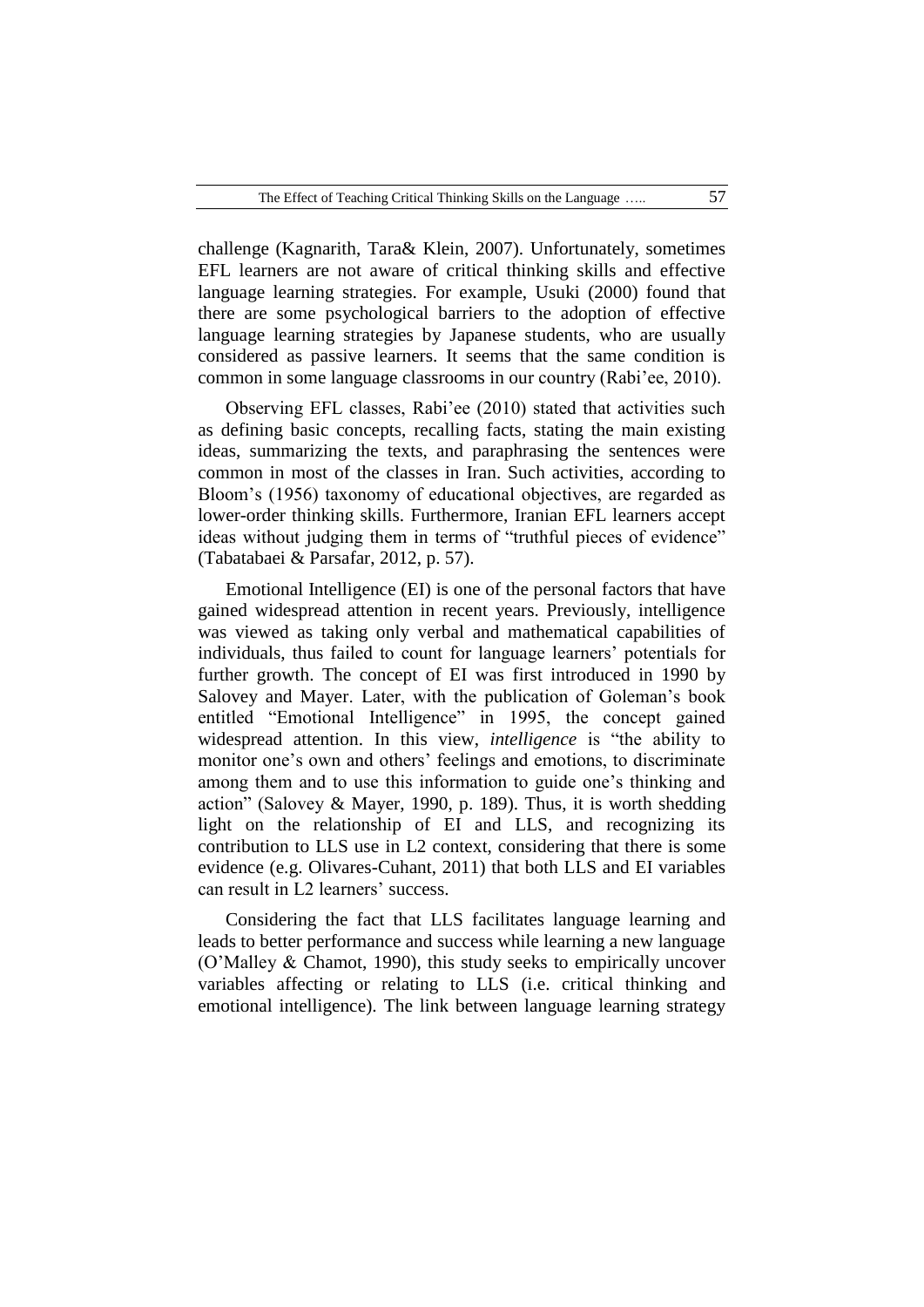challenge (Kagnarith, Tara& Klein, 2007). Unfortunately, sometimes EFL learners are not aware of critical thinking skills and effective language learning strategies. For example, Usuki (2000) found that there are some psychological barriers to the adoption of effective language learning strategies by Japanese students, who are usually considered as passive learners. It seems that the same condition is common in some language classrooms in our country (Rabi'ee, 2010).

Observing EFL classes, Rabi'ee (2010) stated that activities such as defining basic concepts, recalling facts, stating the main existing ideas, summarizing the texts, and paraphrasing the sentences were common in most of the classes in Iran. Such activities, according to Bloom's (1956) taxonomy of educational objectives, are regarded as lower-order thinking skills. Furthermore, Iranian EFL learners accept ideas without judging them in terms of "truthful pieces of evidence" (Tabatabaei & Parsafar, 2012, p. 57).

Emotional Intelligence (EI) is one of the personal factors that have gained widespread attention in recent years. Previously, intelligence was viewed as taking only verbal and mathematical capabilities of individuals, thus failed to count for language learners' potentials for further growth. The concept of EI was first introduced in 1990 by Salovey and Mayer. Later, with the publication of Goleman's book entitled "Emotional Intelligence" in 1995, the concept gained widespread attention. In this view, *intelligence* is "the ability to monitor one's own and others' feelings and emotions, to discriminate among them and to use this information to guide one's thinking and action" (Salovey & Mayer, 1990, p. 189). Thus, it is worth shedding light on the relationship of EI and LLS, and recognizing its contribution to LLS use in L2 context, considering that there is some evidence (e.g. Olivares-Cuhant, 2011) that both LLS and EI variables can result in L2 learners' success.

Considering the fact that LLS facilitates language learning and leads to better performance and success while learning a new language (O'Malley & Chamot, 1990), this study seeks to empirically uncover variables affecting or relating to LLS (i.e. critical thinking and emotional intelligence). The link between language learning strategy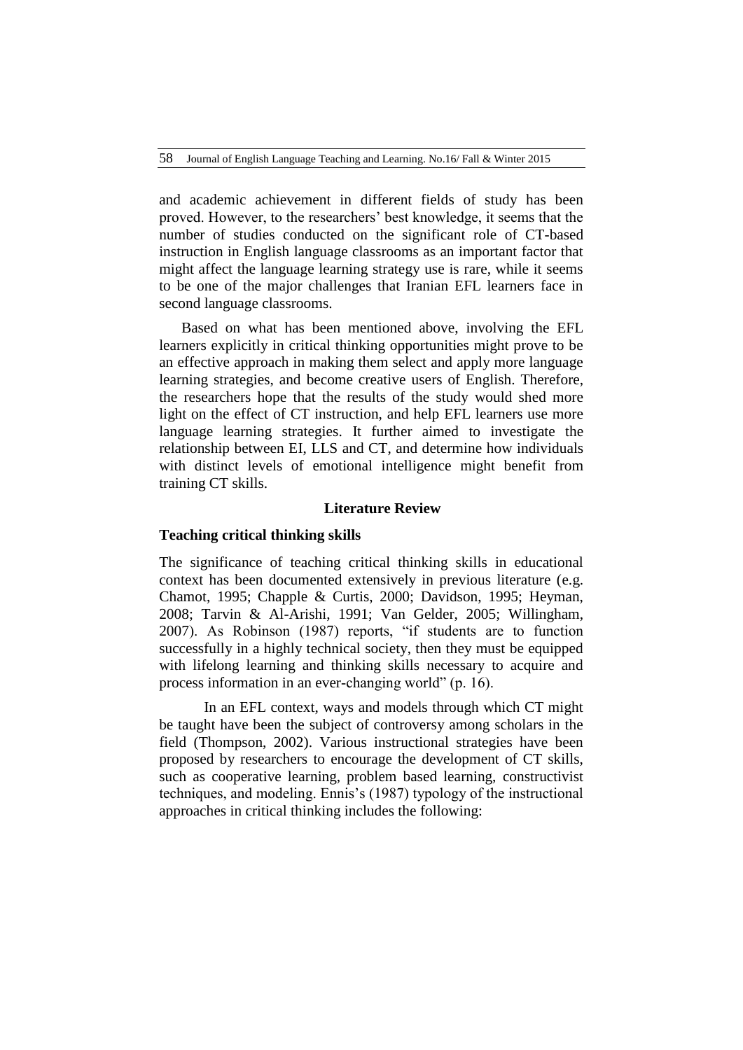and academic achievement in different fields of study has been proved. However, to the researchers' best knowledge, it seems that the number of studies conducted on the significant role of CT-based instruction in English language classrooms as an important factor that might affect the language learning strategy use is rare, while it seems to be one of the major challenges that Iranian EFL learners face in second language classrooms.

Based on what has been mentioned above, involving the EFL learners explicitly in critical thinking opportunities might prove to be an effective approach in making them select and apply more language learning strategies, and become creative users of English. Therefore, the researchers hope that the results of the study would shed more light on the effect of CT instruction, and help EFL learners use more language learning strategies. It further aimed to investigate the relationship between EI, LLS and CT, and determine how individuals with distinct levels of emotional intelligence might benefit from training CT skills.

## Literature Review

### Teaching critical thinking skills

The significance of teaching critical thinking skills in educational context has been documented extensively in previous literature (e.g. Chamot, 1995; Chapple & Curtis, 2000; Davidson, 1995; Heyman, 2008; Tarvin & Al-Arishi, 1991; Van Gelder, 2005; Willingham, 2007). As Robinson (1987) reports, "if students are to function successfully in a highly technical society, then they must be equipped with lifelong learning and thinking skills necessary to acquire and process information in an ever-changing world" (p. 16).

In an EFL context, ways and models through which CT might be taught have been the subject of controversy among scholars in the field (Thompson, 2002). Various instructional strategies have been proposed by researchers to encourage the development of CT skills, such as cooperative learning, problem based learning, constructivist techniques, and modeling. Ennis's (1987) typology of the instructional approaches in critical thinking includes the following: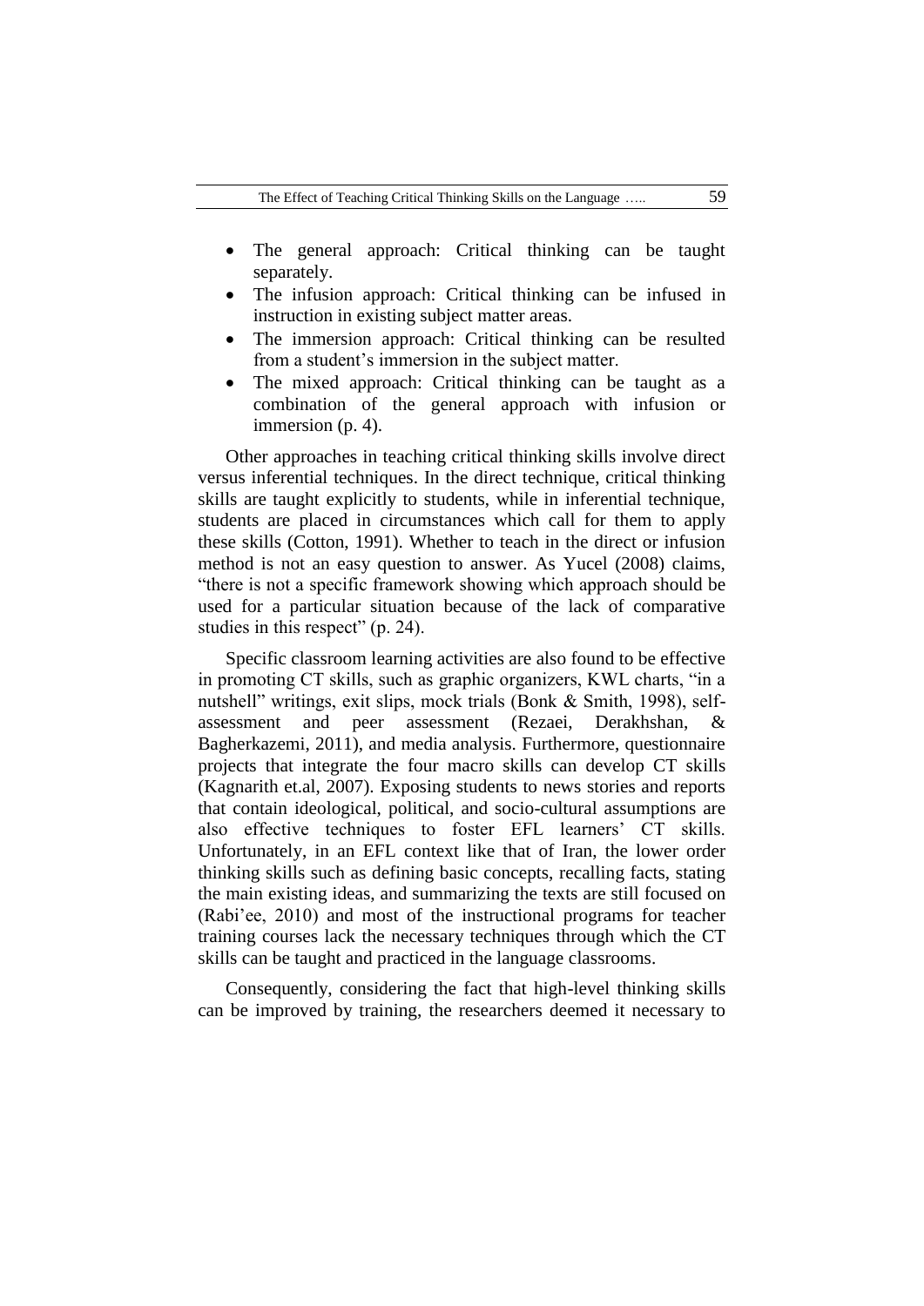- The general approach: Critical thinking can be taught separately.
- The infusion approach: Critical thinking can be infused in instruction in existing subject matter areas.
- The immersion approach: Critical thinking can be resulted from a student's immersion in the subject matter.
- The mixed approach: Critical thinking can be taught as a combination of the general approach with infusion or immersion (p. 4).

Other approaches in teaching critical thinking skills involve direct versus inferential techniques. In the direct technique, critical thinking skills are taught explicitly to students, while in inferential technique, students are placed in circumstances which call for them to apply these skills (Cotton, 1991). Whether to teach in the direct or infusion method is not an easy question to answer. As Yucel (2008) claims, "there is not a specific framework showing which approach should be used for a particular situation because of the lack of comparative studies in this respect" (p. 24).

Specific classroom learning activities are also found to be effective in promoting CT skills, such as graphic organizers, KWL charts, "in a nutshell" writings, exit slips, mock trials (Bonk & Smith, 1998), self-assessment and peer assessment (Rezaei, Derakhshan, & Bagherkazemi, 2011), and media analysis. Furthermore, questionnaire projects that integrate the four macro skills can develop CT skills (Kagnarith et.al, 2007). Exposing students to news stories and reports that contain ideological, political, and socio-cultural assumptions are also effective techniques to foster EFL learners' CT skills. Unfortunately, in an EFL context like that of Iran, the lower order thinking skills such as defining basic concepts, recalling facts, stating the main existing ideas, and summarizing the texts are still focused on (Rabi'ee, 2010) and most of the instructional programs for teacher training courses lack the necessary techniques through which the CT skills can be taught and practiced in the language classrooms.

Consequently, considering the fact that high-level thinking skills can be improved by training, the researchers deemed it necessary to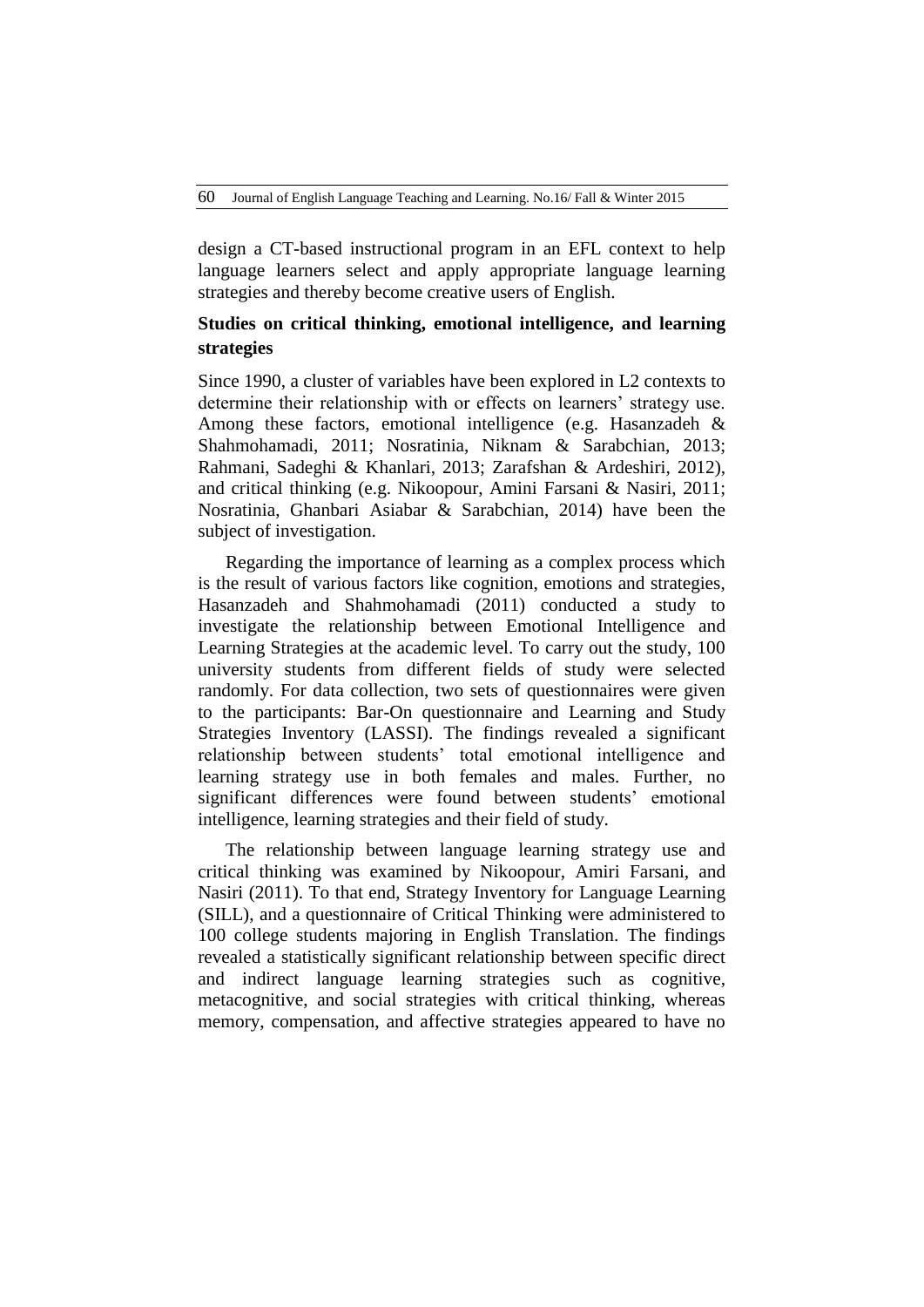design a CT-based instructional program in an EFL context to help language learners select and apply appropriate language learning strategies and thereby become creative users of English.

## Studies on critical thinking, emotional intelligence, and learning strategies

Since 1990, a cluster of variables have been explored in L2 contexts to determine their relationship with or effects on learners' strategy use. Among these factors, emotional intelligence (e.g. Hasanzadeh & Shahmohamadi, 2011; Nosratinia, Niknam & Sarabchian, 2013; Rahmani, Sadeghi & Khanlari, 2013; Zarafshan & Ardeshiri, 2012), and critical thinking (e.g. Nikoopour, Amini Farsani & Nasiri, 2011; Nosratinia, Ghanbari Asiabar & Sarabchian, 2014) have been the subject of investigation.

Regarding the importance of learning as a complex process which is the result of various factors like cognition, emotions and strategies, Hasanzadeh and Shahmohamadi (2011) conducted a study to investigate the relationship between Emotional Intelligence and Learning Strategies at the academic level. To carry out the study, 100 university students from different fields of study were selected randomly. For data collection, two sets of questionnaires were given to the participants: Bar-On questionnaire and Learning and Study Strategies Inventory (LASSI). The findings revealed a significant relationship between students' total emotional intelligence and learning strategy use in both females and males. Further, no significant differences were found between students' emotional intelligence, learning strategies and their field of study.

The relationship between language learning strategy use and critical thinking was examined by Nikoopour, Amiri Farsani, and Nasiri (2011). To that end, Strategy Inventory for Language Learning (SILL), and a questionnaire of Critical Thinking were administered to 100 college students majoring in English Translation. The findings revealed a statistically significant relationship between specific direct and indirect language learning strategies such as cognitive, metacognitive, and social strategies with critical thinking, whereas memory, compensation, and affective strategies appeared to have no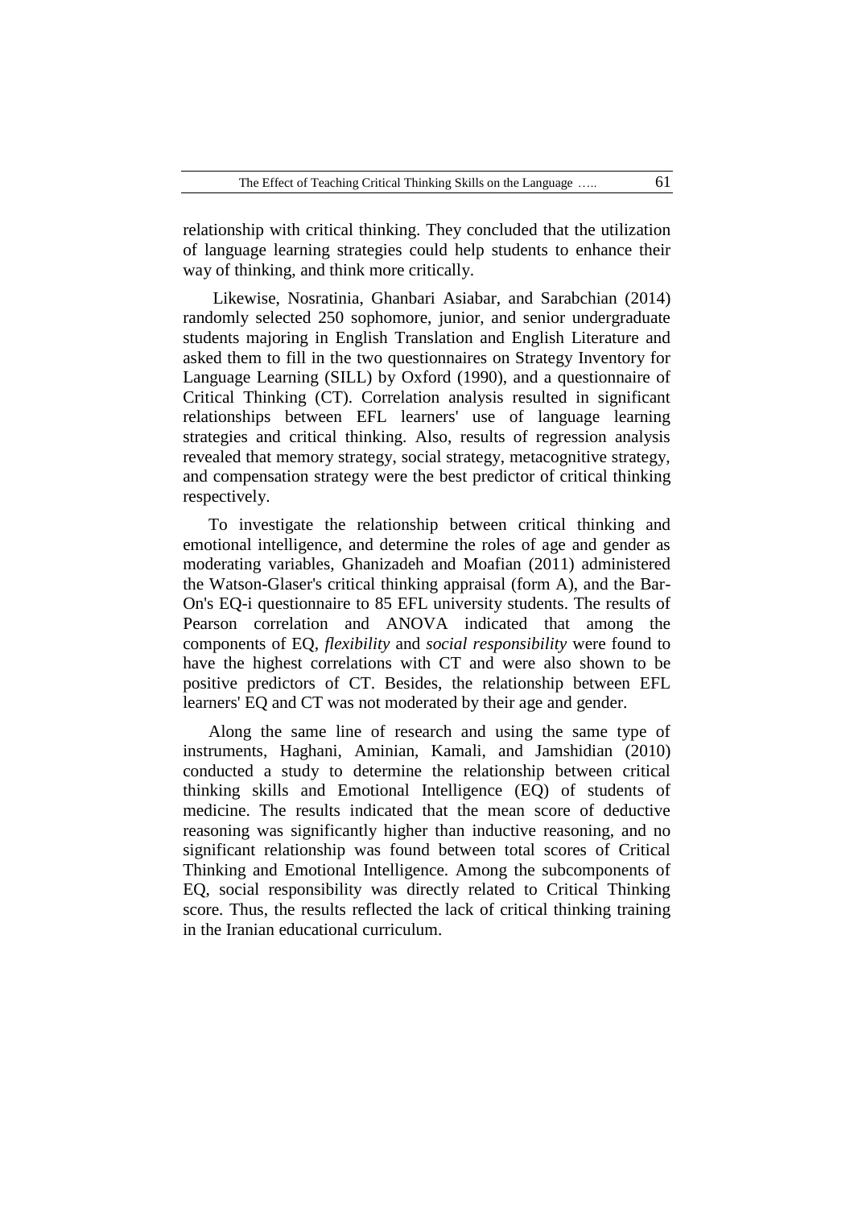relationship with critical thinking. They concluded that the utilization of language learning strategies could help students to enhance their way of thinking, and think more critically.

Likewise, Nosratinia, Ghanbari Asiabar, and Sarabchian (2014) randomly selected 250 sophomore, junior, and senior undergraduate students majoring in English Translation and English Literature and asked them to fill in the two questionnaires on Strategy Inventory for Language Learning (SILL) by Oxford (1990), and a questionnaire of Critical Thinking (CT). Correlation analysis resulted in significant relationships between EFL learners' use of language learning strategies and critical thinking. Also, results of regression analysis revealed that memory strategy, social strategy, metacognitive strategy, and compensation strategy were the best predictor of critical thinking respectively.

To investigate the relationship between critical thinking and emotional intelligence, and determine the roles of age and gender as moderating variables, Ghanizadeh and Moafian (2011) administered the Watson-Glaser's critical thinking appraisal (form A), and the Bar-On's EQ-i questionnaire to 85 EFL university students. The results of Pearson correlation and ANOVA indicated that among the components of EQ, *flexibility* and *social responsibility* were found to have the highest correlations with CT and were also shown to be positive predictors of CT. Besides, the relationship between EFL learners' EQ and CT was not moderated by their age and gender.

Along the same line of research and using the same type of instruments, Haghani, Aminian, Kamali, and Jamshidian (2010) conducted a study to determine the relationship between critical thinking skills and Emotional Intelligence (EQ) of students of medicine. The results indicated that the mean score of deductive reasoning was significantly higher than inductive reasoning, and no significant relationship was found between total scores of Critical Thinking and Emotional Intelligence. Among the subcomponents of EQ, social responsibility was directly related to Critical Thinking score. Thus, the results reflected the lack of critical thinking training in the Iranian educational curriculum.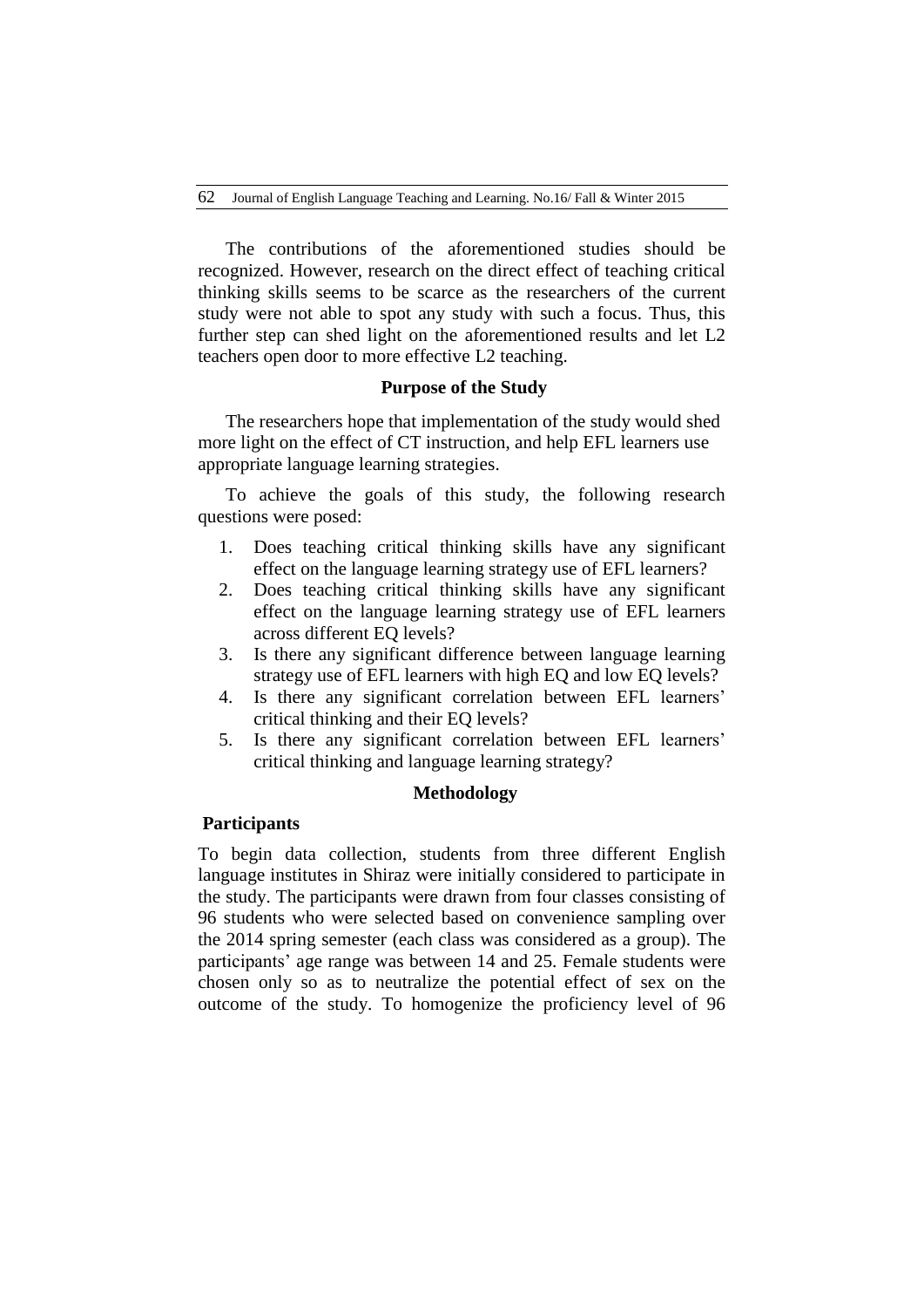The contributions of the aforementioned studies should be recognized. However, research on the direct effect of teaching critical thinking skills seems to be scarce as the researchers of the current study were not able to spot any study with such a focus. Thus, this further step can shed light on the aforementioned results and let L2 teachers open door to more effective L2 teaching.

## Purpose of the Study

The researchers hope that implementation of the study would shed more light on the effect of CT instruction, and help EFL learners use appropriate language learning strategies.

To achieve the goals of this study, the following research questions were posed:

1. Does teaching critical thinking skills have any significant effect on the language learning strategy use of EFL learners?
2. Does teaching critical thinking skills have any significant effect on the language learning strategy use of EFL learners across different EQ levels?
3. Is there any significant difference between language learning strategy use of EFL learners with high EQ and low EQ levels?
4. Is there any significant correlation between EFL learners' critical thinking and their EQ levels?
5. Is there any significant correlation between EFL learners' critical thinking and language learning strategy?

## Methodology

### Participants

To begin data collection, students from three different English language institutes in Shiraz were initially considered to participate in the study. The participants were drawn from four classes consisting of 96 students who were selected based on convenience sampling over the 2014 spring semester (each class was considered as a group). The participants' age range was between 14 and 25. Female students were chosen only so as to neutralize the potential effect of sex on the outcome of the study. To homogenize the proficiency level of 96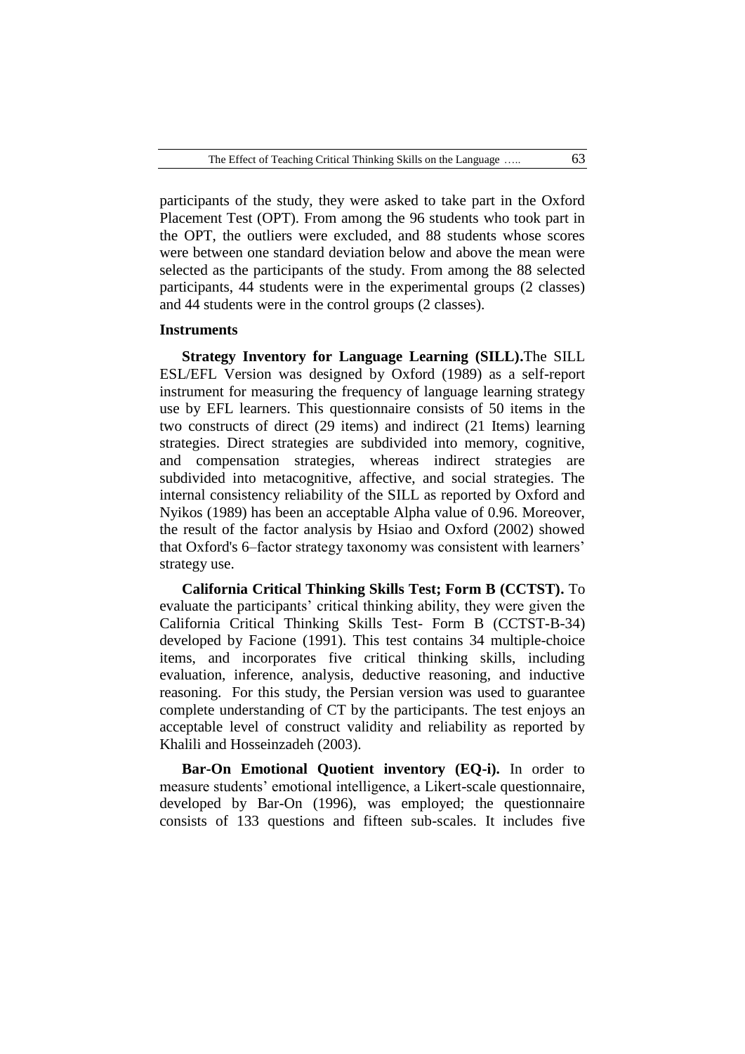participants of the study, they were asked to take part in the Oxford Placement Test (OPT). From among the 96 students who took part in the OPT, the outliers were excluded, and 88 students whose scores were between one standard deviation below and above the mean were selected as the participants of the study. From among the 88 selected participants, 44 students were in the experimental groups (2 classes) and 44 students were in the control groups (2 classes).

### Instruments

**Strategy Inventory for Language Learning (SILL).**The SILL ESL/EFL Version was designed by Oxford (1989) as a self-report instrument for measuring the frequency of language learning strategy use by EFL learners. This questionnaire consists of 50 items in the two constructs of direct (29 items) and indirect (21 Items) learning strategies. Direct strategies are subdivided into memory, cognitive, and compensation strategies, whereas indirect strategies are subdivided into metacognitive, affective, and social strategies. The internal consistency reliability of the SILL as reported by Oxford and Nyikos (1989) has been an acceptable Alpha value of 0.96. Moreover, the result of the factor analysis by Hsiao and Oxford (2002) showed that Oxford's 6–factor strategy taxonomy was consistent with learners' strategy use.

**California Critical Thinking Skills Test; Form B (CCTST).** To evaluate the participants' critical thinking ability, they were given the California Critical Thinking Skills Test- Form B (CCTST-B-34) developed by Facione (1991). This test contains 34 multiple-choice items, and incorporates five critical thinking skills, including evaluation, inference, analysis, deductive reasoning, and inductive reasoning. For this study, the Persian version was used to guarantee complete understanding of CT by the participants. The test enjoys an acceptable level of construct validity and reliability as reported by Khalili and Hosseinzadeh (2003).

**Bar-On Emotional Quotient inventory (EQ-i).** In order to measure students' emotional intelligence, a Likert-scale questionnaire, developed by Bar-On (1996), was employed; the questionnaire consists of 133 questions and fifteen sub-scales. It includes five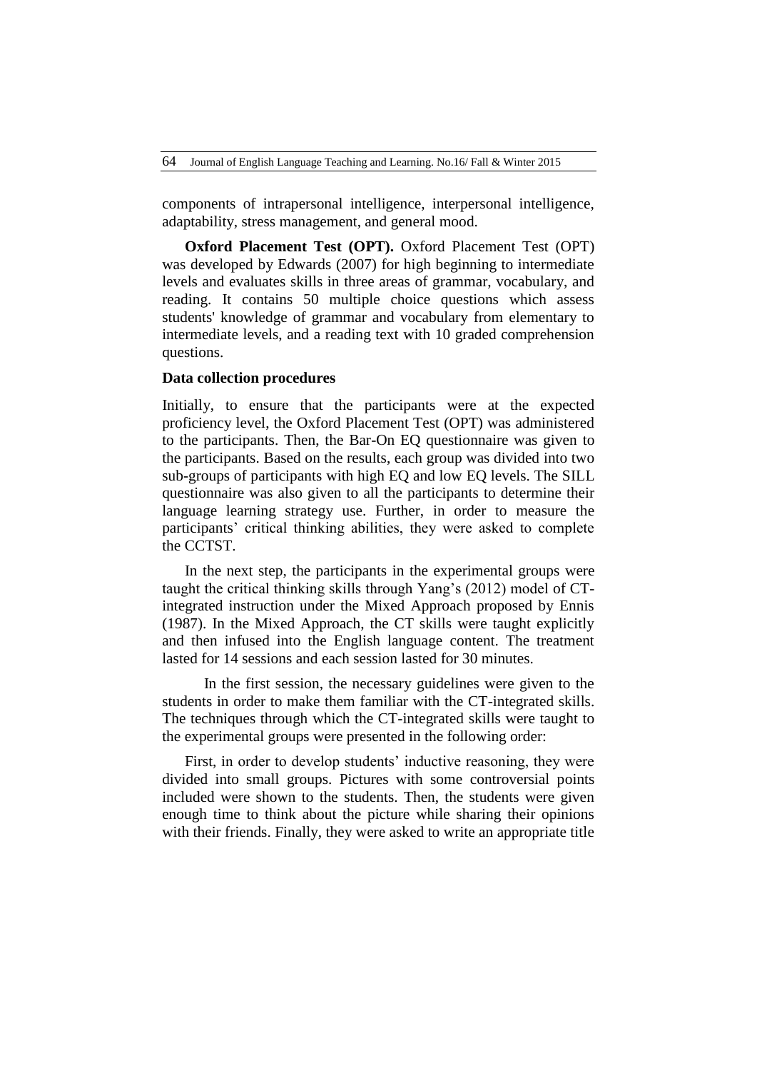components of intrapersonal intelligence, interpersonal intelligence, adaptability, stress management, and general mood.

**Oxford Placement Test (OPT).** Oxford Placement Test (OPT) was developed by Edwards (2007) for high beginning to intermediate levels and evaluates skills in three areas of grammar, vocabulary, and reading. It contains 50 multiple choice questions which assess students' knowledge of grammar and vocabulary from elementary to intermediate levels, and a reading text with 10 graded comprehension questions.

**Data collection procedures**

Initially, to ensure that the participants were at the expected proficiency level, the Oxford Placement Test (OPT) was administered to the participants. Then, the Bar-On EQ questionnaire was given to the participants. Based on the results, each group was divided into two sub-groups of participants with high EQ and low EQ levels. The SILL questionnaire was also given to all the participants to determine their language learning strategy use. Further, in order to measure the participants' critical thinking abilities, they were asked to complete the CCTST.

In the next step, the participants in the experimental groups were taught the critical thinking skills through Yang's (2012) model of CT-integrated instruction under the Mixed Approach proposed by Ennis (1987). In the Mixed Approach, the CT skills were taught explicitly and then infused into the English language content. The treatment lasted for 14 sessions and each session lasted for 30 minutes.

In the first session, the necessary guidelines were given to the students in order to make them familiar with the CT-integrated skills. The techniques through which the CT-integrated skills were taught to the experimental groups were presented in the following order:

First, in order to develop students' inductive reasoning, they were divided into small groups. Pictures with some controversial points included were shown to the students. Then, the students were given enough time to think about the picture while sharing their opinions with their friends. Finally, they were asked to write an appropriate title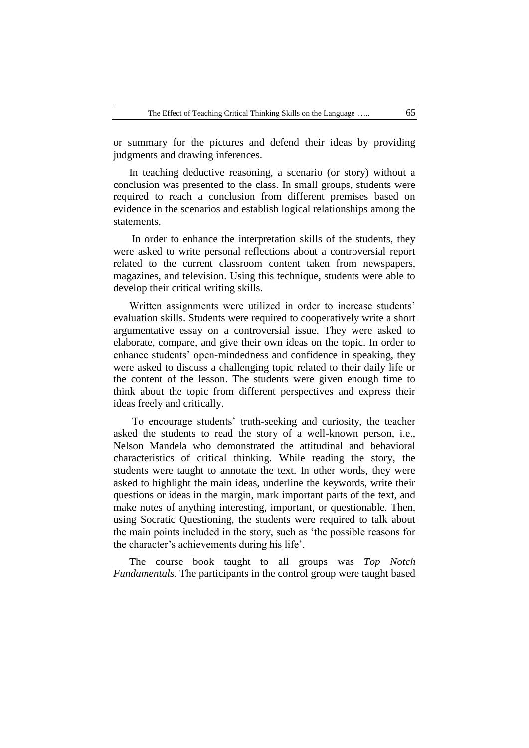or summary for the pictures and defend their ideas by providing judgments and drawing inferences.

In teaching deductive reasoning, a scenario (or story) without a conclusion was presented to the class. In small groups, students were required to reach a conclusion from different premises based on evidence in the scenarios and establish logical relationships among the statements.

In order to enhance the interpretation skills of the students, they were asked to write personal reflections about a controversial report related to the current classroom content taken from newspapers, magazines, and television. Using this technique, students were able to develop their critical writing skills.

Written assignments were utilized in order to increase students' evaluation skills. Students were required to cooperatively write a short argumentative essay on a controversial issue. They were asked to elaborate, compare, and give their own ideas on the topic. In order to enhance students' open-mindedness and confidence in speaking, they were asked to discuss a challenging topic related to their daily life or the content of the lesson. The students were given enough time to think about the topic from different perspectives and express their ideas freely and critically.

To encourage students' truth-seeking and curiosity, the teacher asked the students to read the story of a well-known person, i.e., Nelson Mandela who demonstrated the attitudinal and behavioral characteristics of critical thinking. While reading the story, the students were taught to annotate the text. In other words, they were asked to highlight the main ideas, underline the keywords, write their questions or ideas in the margin, mark important parts of the text, and make notes of anything interesting, important, or questionable. Then, using Socratic Questioning, the students were required to talk about the main points included in the story, such as 'the possible reasons for the character's achievements during his life'.

The course book taught to all groups was *Top Notch Fundamentals*. The participants in the control group were taught based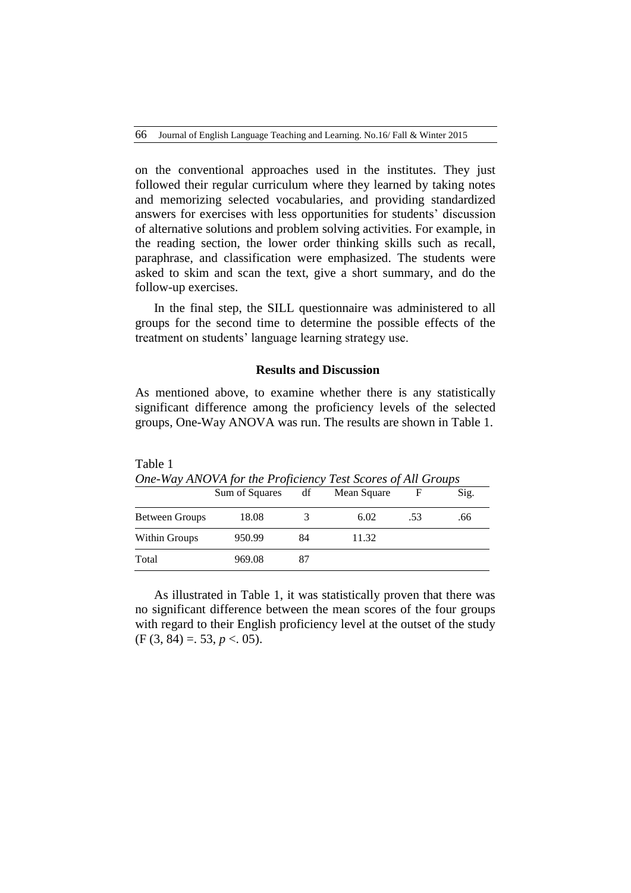on the conventional approaches used in the institutes. They just followed their regular curriculum where they learned by taking notes and memorizing selected vocabularies, and providing standardized answers for exercises with less opportunities for students' discussion of alternative solutions and problem solving activities. For example, in the reading section, the lower order thinking skills such as recall, paraphrase, and classification were emphasized. The students were asked to skim and scan the text, give a short summary, and do the follow-up exercises.

In the final step, the SILL questionnaire was administered to all groups for the second time to determine the possible effects of the treatment on students' language learning strategy use.

## Results and Discussion

As mentioned above, to examine whether there is any statistically significant difference among the proficiency levels of the selected groups, One-Way ANOVA was run. The results are shown in Table 1.

Table 1

*One-Way ANOVA for the Proficiency Test Scores of All Groups*

| | Sum of Squares | df | Mean Square | F | Sig. |
|---|---|---|---|---|---|
| Between Groups | 18.08 | 3 | 6.02 | .53 | .66 |
| Within Groups | 950.99 | 84 | 11.32 | | |
| Total | 969.08 | 87 | | | |

As illustrated in Table 1, it was statistically proven that there was no significant difference between the mean scores of the four groups with regard to their English proficiency level at the outset of the study ($F(3, 84) = .53$, $p < .05$).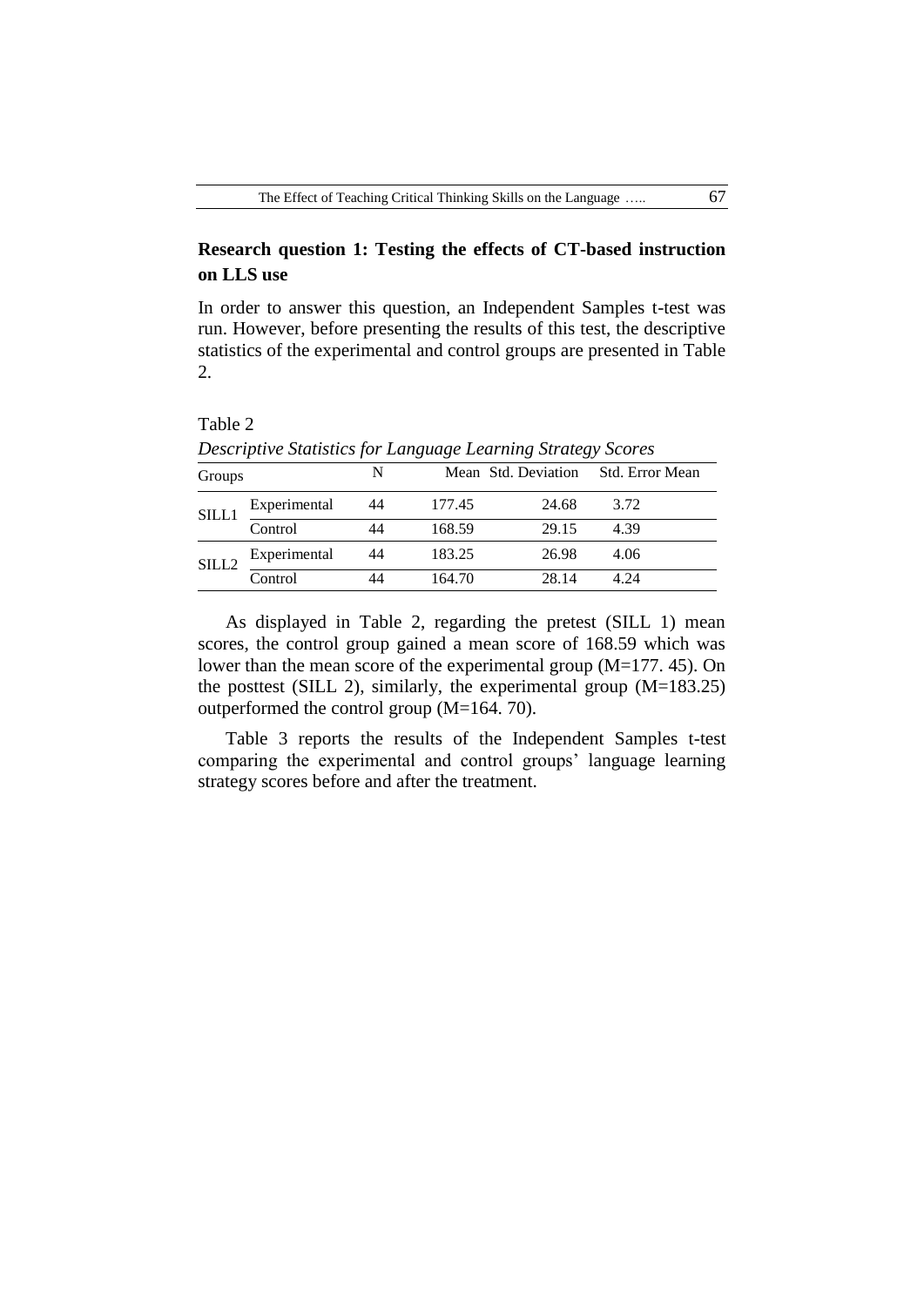**Research question 1: Testing the effects of CT-based instruction on LLS use**

In order to answer this question, an Independent Samples t-test was run. However, before presenting the results of this test, the descriptive statistics of the experimental and control groups are presented in Table 2.

Table 2

*Descriptive Statistics for Language Learning Strategy Scores*

| Groups | | N | Mean | Std. Deviation | Std. Error Mean |
|---|---|---|---|---|---|
| SILL1 | Experimental | 44 | 177.45 | 24.68 | 3.72 |
| | Control | 44 | 168.59 | 29.15 | 4.39 |
| SILL2 | Experimental | 44 | 183.25 | 26.98 | 4.06 |
| | Control | 44 | 164.70 | 28.14 | 4.24 |

As displayed in Table 2, regarding the pretest (SILL 1) mean scores, the control group gained a mean score of 168.59 which was lower than the mean score of the experimental group (M=177. 45). On the posttest (SILL 2), similarly, the experimental group (M=183.25) outperformed the control group (M=164. 70).

Table 3 reports the results of the Independent Samples t-test comparing the experimental and control groups' language learning strategy scores before and after the treatment.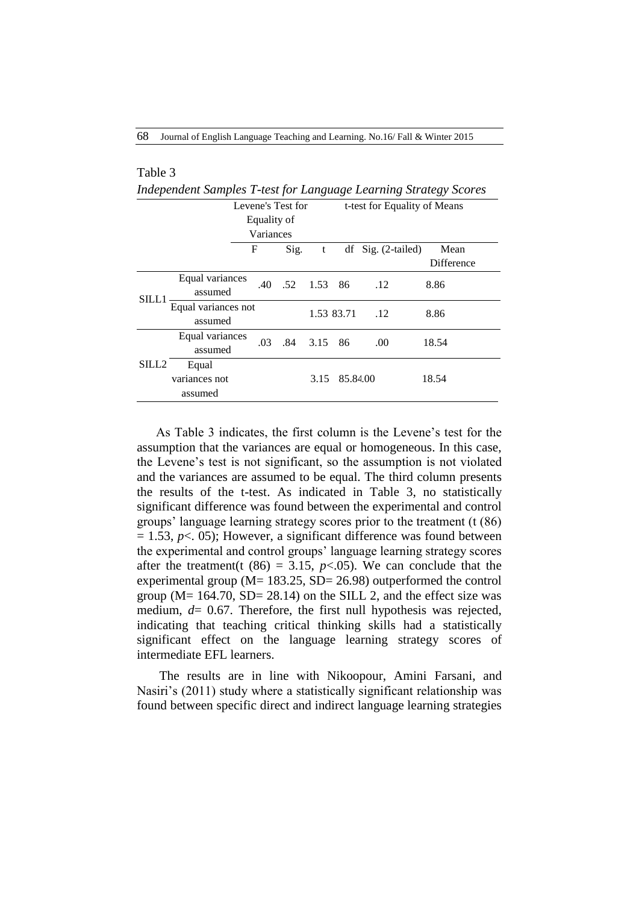Table 3

*Independent Samples T-test for Language Learning Strategy Scores*

| | | Levene's Test for Equality of Variances | | t-test for Equality of Means | | | |
|---|---|---|---|---|---|---|---|
| | | F | Sig. | t | df | Sig. (2-tailed) | Mean Difference |
| SILL1 | Equal variances assumed | .40 | .52 | 1.53 | 86 | .12 | 8.86 |
| | Equal variances not assumed | | | 1.53 | 83.71 | .12 | 8.86 |
| SILL2 | Equal variances assumed | .03 | .84 | 3.15 | 86 | .00 | 18.54 |
| | Equal variances not assumed | | | 3.15 | 85.84 | .00 | 18.54 |

As Table 3 indicates, the first column is the Levene's test for the assumption that the variances are equal or homogeneous. In this case, the Levene's test is not significant, so the assumption is not violated and the variances are assumed to be equal. The third column presents the results of the t-test. As indicated in Table 3, no statistically significant difference was found between the experimental and control groups' language learning strategy scores prior to the treatment (t (86) = 1.53, *p*<. 05); However, a significant difference was found between the experimental and control groups' language learning strategy scores after the treatment(t (86) = 3.15, *p*<.05). We can conclude that the experimental group (M= 183.25, SD= 26.98) outperformed the control group (M= 164.70, SD= 28.14) on the SILL 2, and the effect size was medium, *d*= 0.67. Therefore, the first null hypothesis was rejected, indicating that teaching critical thinking skills had a statistically significant effect on the language learning strategy scores of intermediate EFL learners.

The results are in line with Nikoopour, Amini Farsani, and Nasiri's (2011) study where a statistically significant relationship was found between specific direct and indirect language learning strategies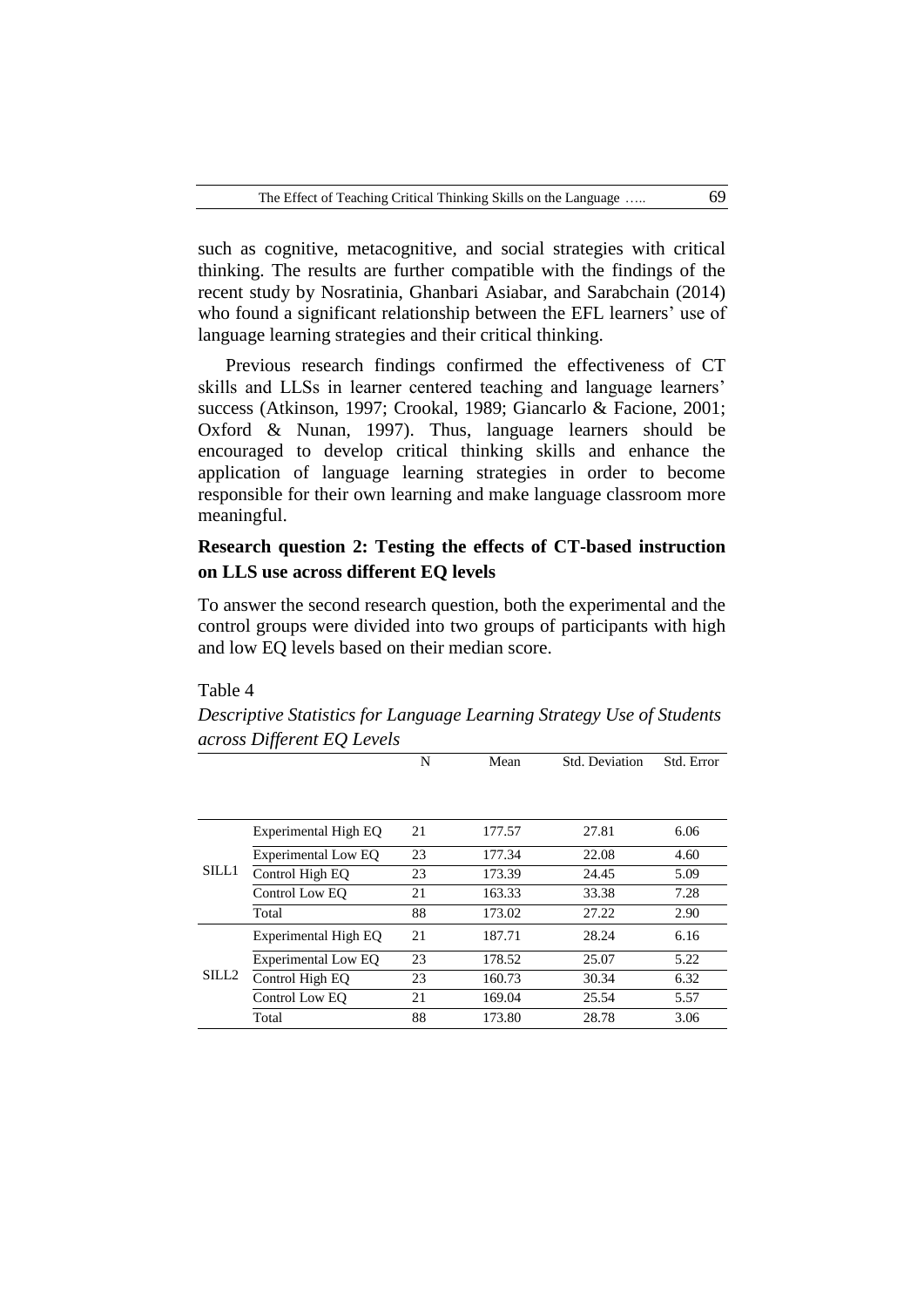such as cognitive, metacognitive, and social strategies with critical thinking. The results are further compatible with the findings of the recent study by Nosratinia, Ghanbari Asiabar, and Sarabchain (2014) who found a significant relationship between the EFL learners' use of language learning strategies and their critical thinking.

Previous research findings confirmed the effectiveness of CT skills and LLSs in learner centered teaching and language learners' success (Atkinson, 1997; Crookal, 1989; Giancarlo & Facione, 2001; Oxford & Nunan, 1997). Thus, language learners should be encouraged to develop critical thinking skills and enhance the application of language learning strategies in order to become responsible for their own learning and make language classroom more meaningful.

### Research question 2: Testing the effects of CT-based instruction on LLS use across different EQ levels

To answer the second research question, both the experimental and the control groups were divided into two groups of participants with high and low EQ levels based on their median score.

Table 4

*Descriptive Statistics for Language Learning Strategy Use of Students across Different EQ Levels*

| | | N | Mean | Std. Deviation | Std. Error |
|---|---|---|---|---|---|
| SILL1 | Experimental High EQ | 21 | 177.57 | 27.81 | 6.06 |
| | Experimental Low EQ | 23 | 177.34 | 22.08 | 4.60 |
| | Control High EQ | 23 | 173.39 | 24.45 | 5.09 |
| | Control Low EQ | 21 | 163.33 | 33.38 | 7.28 |
| | Total | 88 | 173.02 | 27.22 | 2.90 |
| SILL2 | Experimental High EQ | 21 | 187.71 | 28.24 | 6.16 |
| | Experimental Low EQ | 23 | 178.52 | 25.07 | 5.22 |
| | Control High EQ | 23 | 160.73 | 30.34 | 6.32 |
| | Control Low EQ | 21 | 169.04 | 25.54 | 5.57 |
| | Total | 88 | 173.80 | 28.78 | 3.06 |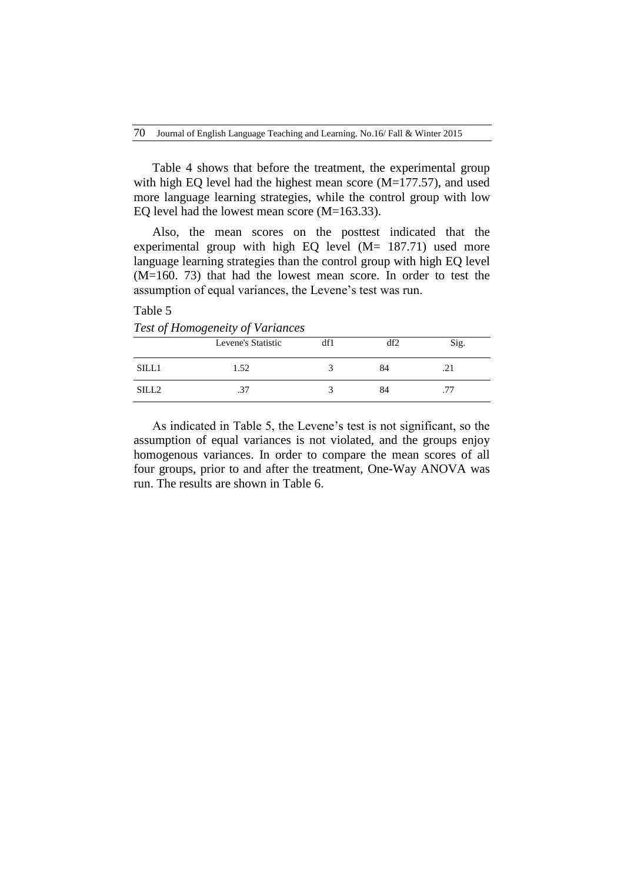Table 4 shows that before the treatment, the experimental group with high EQ level had the highest mean score (M=177.57), and used more language learning strategies, while the control group with low EQ level had the lowest mean score (M=163.33).

Also, the mean scores on the posttest indicated that the experimental group with high EQ level (M= 187.71) used more language learning strategies than the control group with high EQ level (M=160. 73) that had the lowest mean score. In order to test the assumption of equal variances, the Levene's test was run.

Table 5

*Test of Homogeneity of Variances*

| | Levene's Statistic | df1 | df2 | Sig. |
|---|---|---|---|---|
| SILL1 | 1.52 | 3 | 84 | .21 |
| SILL2 | .37 | 3 | 84 | .77 |

As indicated in Table 5, the Levene's test is not significant, so the assumption of equal variances is not violated, and the groups enjoy homogenous variances. In order to compare the mean scores of all four groups, prior to and after the treatment, One-Way ANOVA was run. The results are shown in Table 6.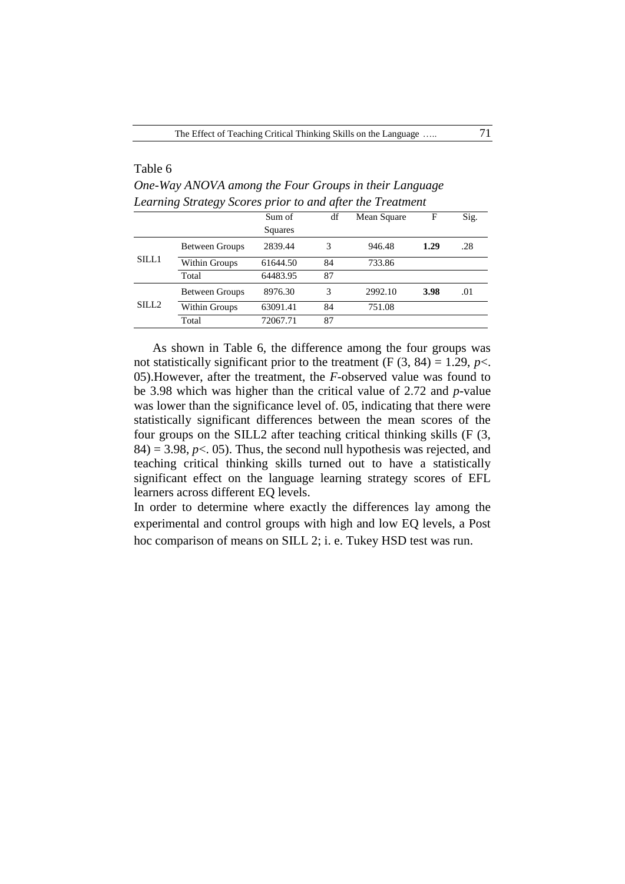Table 6

*One-Way ANOVA among the Four Groups in their Language Learning Strategy Scores prior to and after the Treatment*

| | | Sum of Squares | df | Mean Square | F | Sig. |
|---|---|---|---|---|---|---|
| SILL1 | Between Groups | 2839.44 | 3 | 946.48 | **1.29** | .28 |
| | Within Groups | 61644.50 | 84 | 733.86 | | |
| | Total | 64483.95 | 87 | | | |
| SILL2 | Between Groups | 8976.30 | 3 | 2992.10 | **3.98** | .01 |
| | Within Groups | 63091.41 | 84 | 751.08 | | |
| | Total | 72067.71 | 87 | | | |

As shown in Table 6, the difference among the four groups was not statistically significant prior to the treatment ($F(3, 84) = 1.29$, $p<.05$).However, after the treatment, the *F*-observed value was found to be 3.98 which was higher than the critical value of 2.72 and *p*-value was lower than the significance level of. 05, indicating that there were statistically significant differences between the mean scores of the four groups on the SILL2 after teaching critical thinking skills ($F(3, 84) = 3.98$, $p<.05$). Thus, the second null hypothesis was rejected, and teaching critical thinking skills turned out to have a statistically significant effect on the language learning strategy scores of EFL learners across different EQ levels.

In order to determine where exactly the differences lay among the experimental and control groups with high and low EQ levels, a Post hoc comparison of means on SILL 2; i. e. Tukey HSD test was run.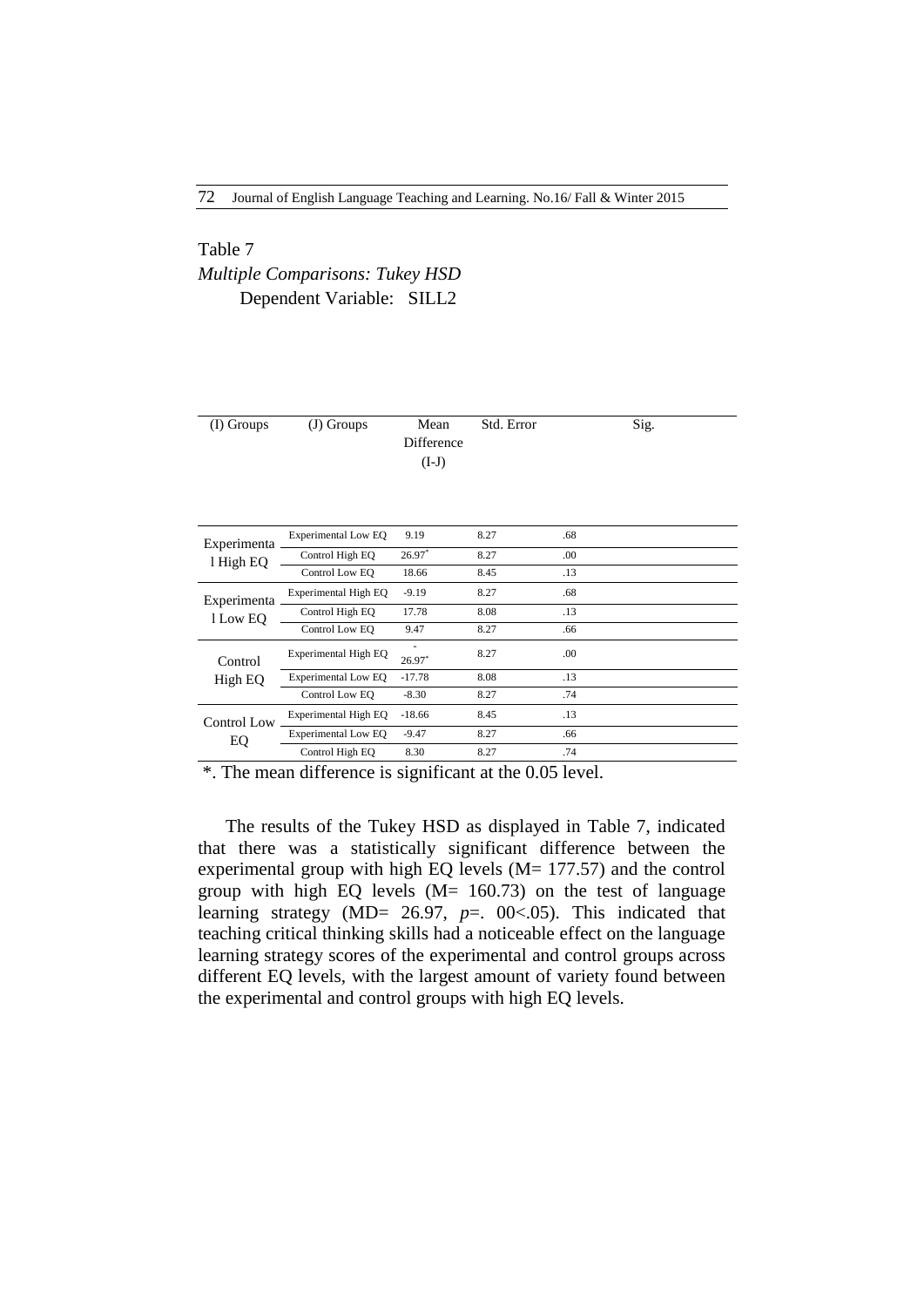Table 7

*Multiple Comparisons: Tukey HSD*

Dependent Variable: SILL2

| (I) Groups | (J) Groups | Mean Difference (I-J) | Std. Error | Sig. |
|---|---|---|---|---|
| Experimental High EQ | Experimental Low EQ | 9.19 | 8.27 | .68 |
| | Control High EQ | 26.97* | 8.27 | .00 |
| | Control Low EQ | 18.66 | 8.45 | .13 |
| Experimental Low EQ | Experimental High EQ | -9.19 | 8.27 | .68 |
| | Control High EQ | 17.78 | 8.08 | .13 |
| | Control Low EQ | 9.47 | 8.27 | .66 |
| Control High EQ | Experimental High EQ | -26.97* | 8.27 | .00 |
| | Experimental Low EQ | -17.78 | 8.08 | .13 |
| | Control Low EQ | -8.30 | 8.27 | .74 |
| Control Low EQ | Experimental High EQ | -18.66 | 8.45 | .13 |
| | Experimental Low EQ | -9.47 | 8.27 | .66 |
| | Control High EQ | 8.30 | 8.27 | .74 |

*. The mean difference is significant at the 0.05 level.

The results of the Tukey HSD as displayed in Table 7, indicated that there was a statistically significant difference between the experimental group with high EQ levels (M= 177.57) and the control group with high EQ levels (M= 160.73) on the test of language learning strategy (MD= 26.97, *p*=. 00<.05). This indicated that teaching critical thinking skills had a noticeable effect on the language learning strategy scores of the experimental and control groups across different EQ levels, with the largest amount of variety found between the experimental and control groups with high EQ levels.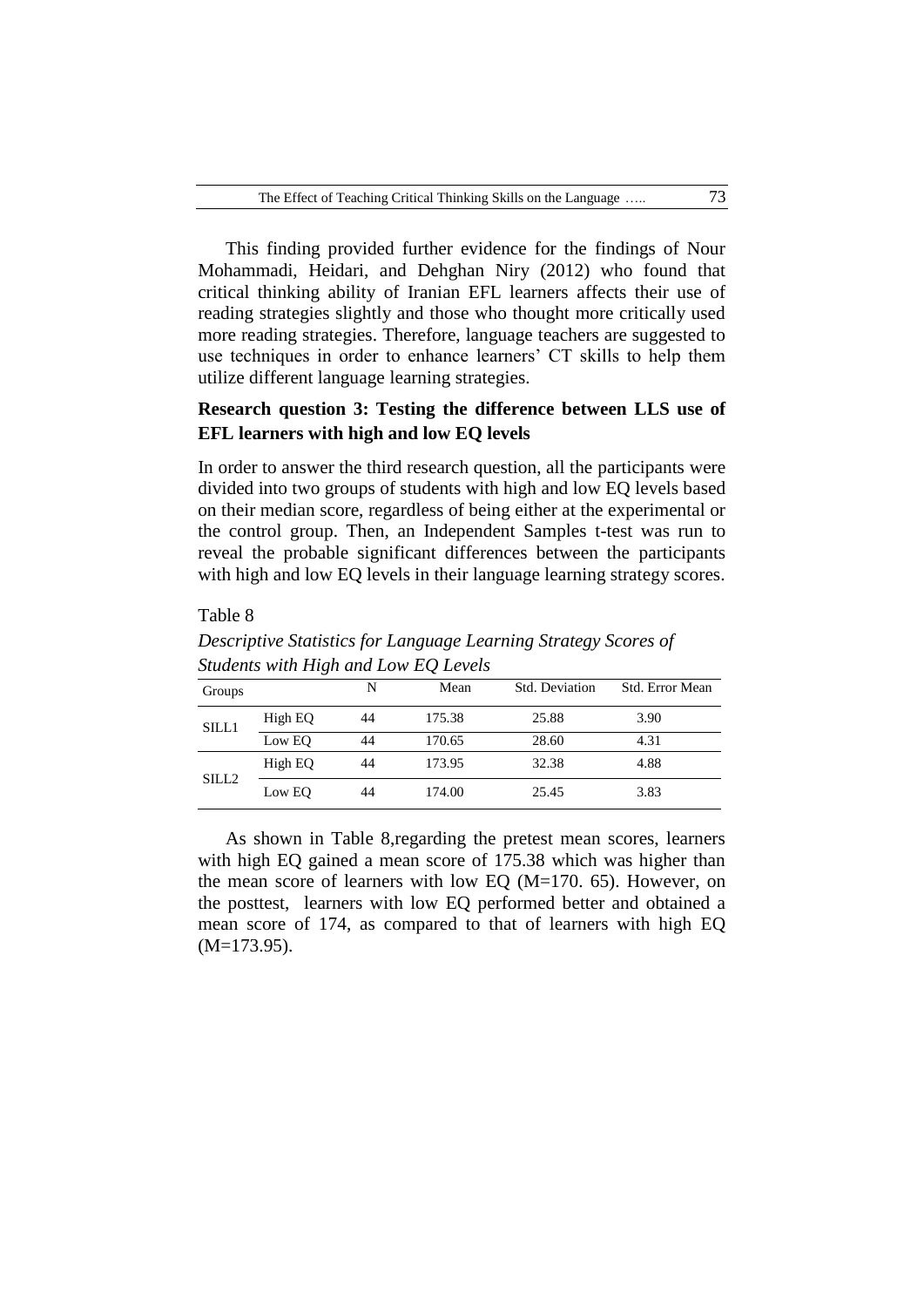This finding provided further evidence for the findings of Nour Mohammadi, Heidari, and Dehghan Niry (2012) who found that critical thinking ability of Iranian EFL learners affects their use of reading strategies slightly and those who thought more critically used more reading strategies. Therefore, language teachers are suggested to use techniques in order to enhance learners' CT skills to help them utilize different language learning strategies.

### Research question 3: Testing the difference between LLS use of EFL learners with high and low EQ levels

In order to answer the third research question, all the participants were divided into two groups of students with high and low EQ levels based on their median score, regardless of being either at the experimental or the control group. Then, an Independent Samples t-test was run to reveal the probable significant differences between the participants with high and low EQ levels in their language learning strategy scores.

Table 8

*Descriptive Statistics for Language Learning Strategy Scores of Students with High and Low EQ Levels*

| Groups | | N | Mean | Std. Deviation | Std. Error Mean |
|---|---|---|---|---|---|
| SILL1 | High EQ | 44 | 175.38 | 25.88 | 3.90 |
| | Low EQ | 44 | 170.65 | 28.60 | 4.31 |
| SILL2 | High EQ | 44 | 173.95 | 32.38 | 4.88 |
| | Low EQ | 44 | 174.00 | 25.45 | 3.83 |

As shown in Table 8,regarding the pretest mean scores, learners with high EQ gained a mean score of 175.38 which was higher than the mean score of learners with low EQ (M=170. 65). However, on the posttest, learners with low EQ performed better and obtained a mean score of 174, as compared to that of learners with high EQ (M=173.95).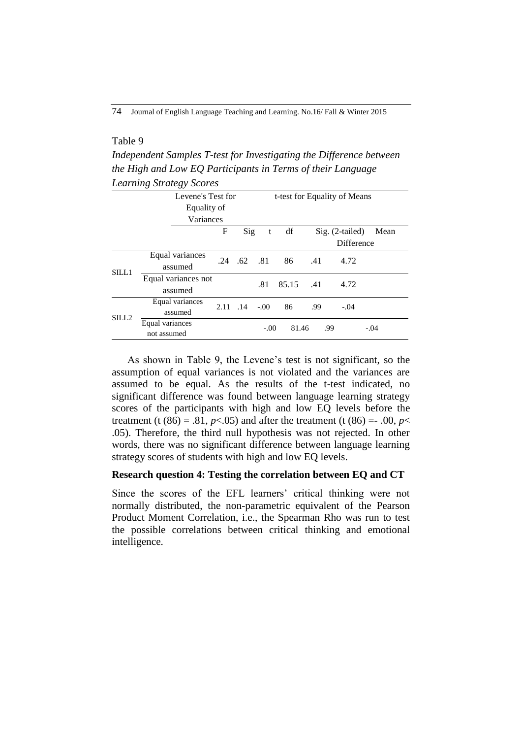Table 9

*Independent Samples T-test for Investigating the Difference between the High and Low EQ Participants in Terms of their Language Learning Strategy Scores*

| | | Levene's Test for Equality of Variances | | t-test for Equality of Means | | | |
|---|---|---|---|---|---|---|---|
| | | F | Sig | t | df | Sig. (2-tailed) | Mean Difference |
| SILL1 | Equal variances assumed | .24 | .62 | .81 | 86 | .41 | 4.72 |
| | Equal variances not assumed | | | .81 | 85.15 | .41 | 4.72 |
| SILL2 | Equal variances assumed | 2.11 | .14 | -.00 | 86 | .99 | -.04 |
| | Equal variances not assumed | | | -.00 | 81.46 | .99 | -.04 |

As shown in Table 9, the Levene's test is not significant, so the assumption of equal variances is not violated and the variances are assumed to be equal. As the results of the t-test indicated, no significant difference was found between language learning strategy scores of the participants with high and low EQ levels before the treatment ($t(86) = .81$, $p<.05$) and after the treatment ($t(86) = -.00$, $p<.05$). Therefore, the third null hypothesis was not rejected. In other words, there was no significant difference between language learning strategy scores of students with high and low EQ levels.

### Research question 4: Testing the correlation between EQ and CT

Since the scores of the EFL learners' critical thinking were not normally distributed, the non-parametric equivalent of the Pearson Product Moment Correlation, i.e., the Spearman Rho was run to test the possible correlations between critical thinking and emotional intelligence.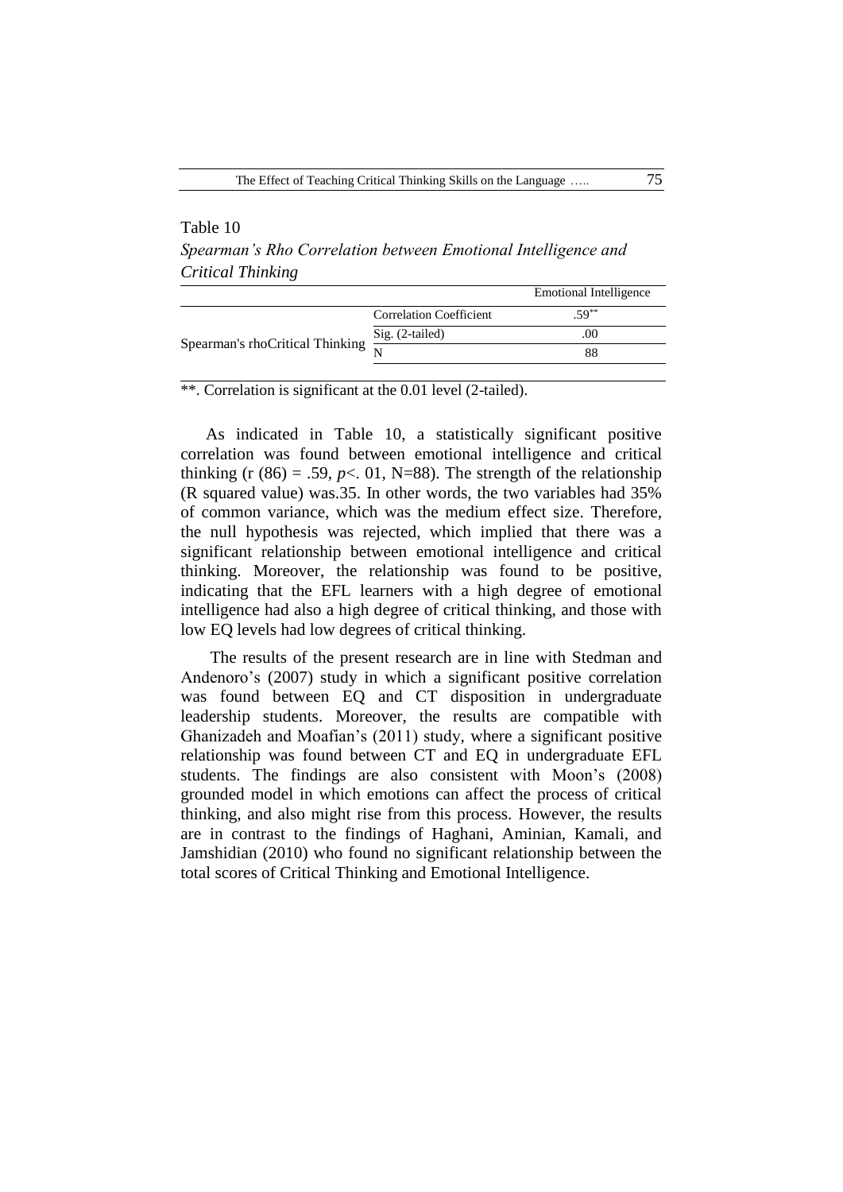Table 10

*Spearman's Rho Correlation between Emotional Intelligence and Critical Thinking*

| | | | Emotional Intelligence |
|---|---|---|---|
| Spearman's rho | Critical Thinking | Correlation Coefficient | .59** |
| | | Sig. (2-tailed) | .00 |
| | | N | 88 |

**. Correlation is significant at the 0.01 level (2-tailed).

As indicated in Table 10, a statistically significant positive correlation was found between emotional intelligence and critical thinking ($r$ (86) = .59, $p <$ .01, N=88). The strength of the relationship (R squared value) was.35. In other words, the two variables had 35% of common variance, which was the medium effect size. Therefore, the null hypothesis was rejected, which implied that there was a significant relationship between emotional intelligence and critical thinking. Moreover, the relationship was found to be positive, indicating that the EFL learners with a high degree of emotional intelligence had also a high degree of critical thinking, and those with low EQ levels had low degrees of critical thinking.

The results of the present research are in line with Stedman and Andenoro's (2007) study in which a significant positive correlation was found between EQ and CT disposition in undergraduate leadership students. Moreover, the results are compatible with Ghanizadeh and Moafian's (2011) study, where a significant positive relationship was found between CT and EQ in undergraduate EFL students. The findings are also consistent with Moon's (2008) grounded model in which emotions can affect the process of critical thinking, and also might rise from this process. However, the results are in contrast to the findings of Haghani, Aminian, Kamali, and Jamshidian (2010) who found no significant relationship between the total scores of Critical Thinking and Emotional Intelligence.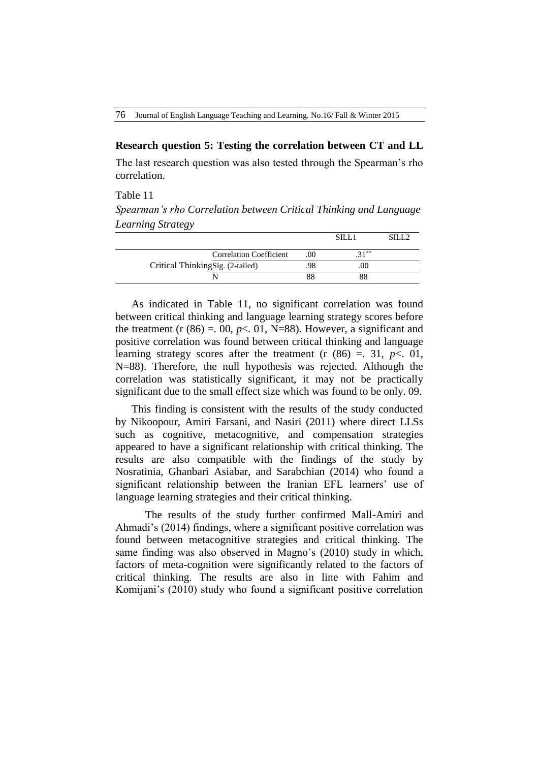**Research question 5: Testing the correlation between CT and LL**

The last research question was also tested through the Spearman's rho correlation.

Table 11

*Spearman's rho Correlation between Critical Thinking and Language Learning Strategy*

| | | | SILL1 | SILL2 |
|---|---|---|---|---|
| Critical Thinking | Correlation Coefficient | .00 | .31** | |
| | Sig. (2-tailed) | .98 | .00 | |
| | N | 88 | 88 | |

As indicated in Table 11, no significant correlation was found between critical thinking and language learning strategy scores before the treatment (r (86) =. 00, *p*<. 01, N=88). However, a significant and positive correlation was found between critical thinking and language learning strategy scores after the treatment (r (86) =. 31, *p*<. 01, N=88). Therefore, the null hypothesis was rejected. Although the correlation was statistically significant, it may not be practically significant due to the small effect size which was found to be only. 09.

This finding is consistent with the results of the study conducted by Nikoopour, Amiri Farsani, and Nasiri (2011) where direct LLSs such as cognitive, metacognitive, and compensation strategies appeared to have a significant relationship with critical thinking. The results are also compatible with the findings of the study by Nosratinia, Ghanbari Asiabar, and Sarabchian (2014) who found a significant relationship between the Iranian EFL learners' use of language learning strategies and their critical thinking.

The results of the study further confirmed Mall-Amiri and Ahmadi's (2014) findings, where a significant positive correlation was found between metacognitive strategies and critical thinking. The same finding was also observed in Magno's (2010) study in which, factors of meta-cognition were significantly related to the factors of critical thinking. The results are also in line with Fahim and Komijani's (2010) study who found a significant positive correlation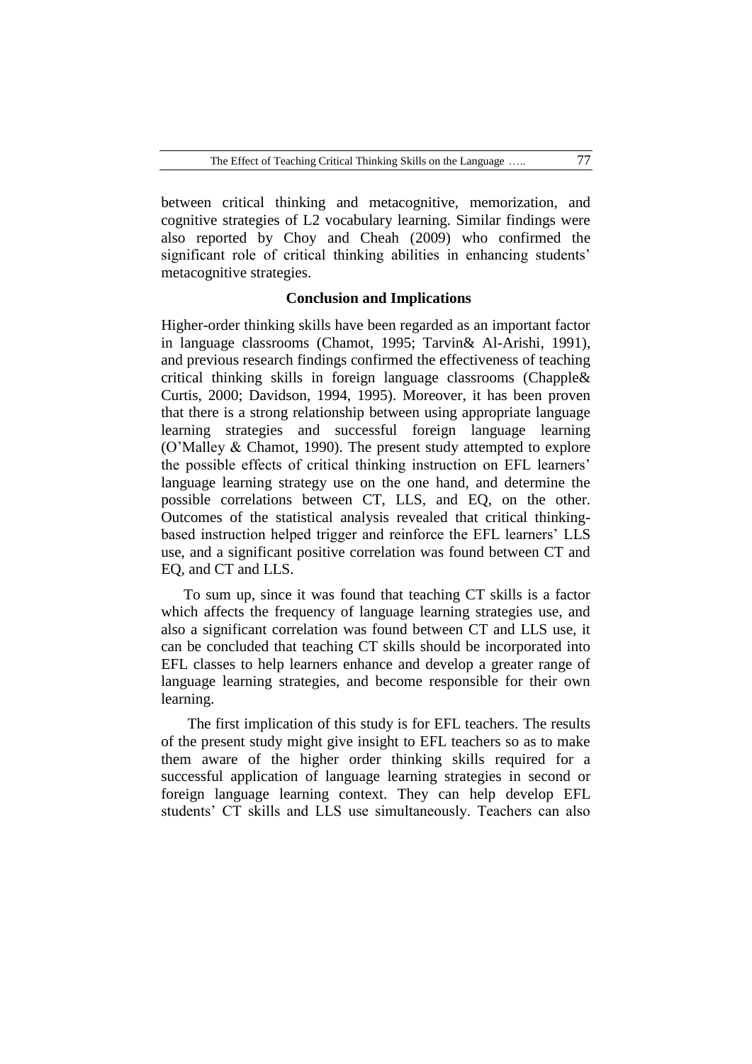between critical thinking and metacognitive, memorization, and cognitive strategies of L2 vocabulary learning. Similar findings were also reported by Choy and Cheah (2009) who confirmed the significant role of critical thinking abilities in enhancing students' metacognitive strategies.

## Conclusion and Implications

Higher-order thinking skills have been regarded as an important factor in language classrooms (Chamot, 1995; Tarvin& Al-Arishi, 1991), and previous research findings confirmed the effectiveness of teaching critical thinking skills in foreign language classrooms (Chapple& Curtis, 2000; Davidson, 1994, 1995). Moreover, it has been proven that there is a strong relationship between using appropriate language learning strategies and successful foreign language learning (O'Malley & Chamot, 1990). The present study attempted to explore the possible effects of critical thinking instruction on EFL learners' language learning strategy use on the one hand, and determine the possible correlations between CT, LLS, and EQ, on the other. Outcomes of the statistical analysis revealed that critical thinking-based instruction helped trigger and reinforce the EFL learners' LLS use, and a significant positive correlation was found between CT and EQ, and CT and LLS.

To sum up, since it was found that teaching CT skills is a factor which affects the frequency of language learning strategies use, and also a significant correlation was found between CT and LLS use, it can be concluded that teaching CT skills should be incorporated into EFL classes to help learners enhance and develop a greater range of language learning strategies, and become responsible for their own learning.

The first implication of this study is for EFL teachers. The results of the present study might give insight to EFL teachers so as to make them aware of the higher order thinking skills required for a successful application of language learning strategies in second or foreign language learning context. They can help develop EFL students' CT skills and LLS use simultaneously. Teachers can also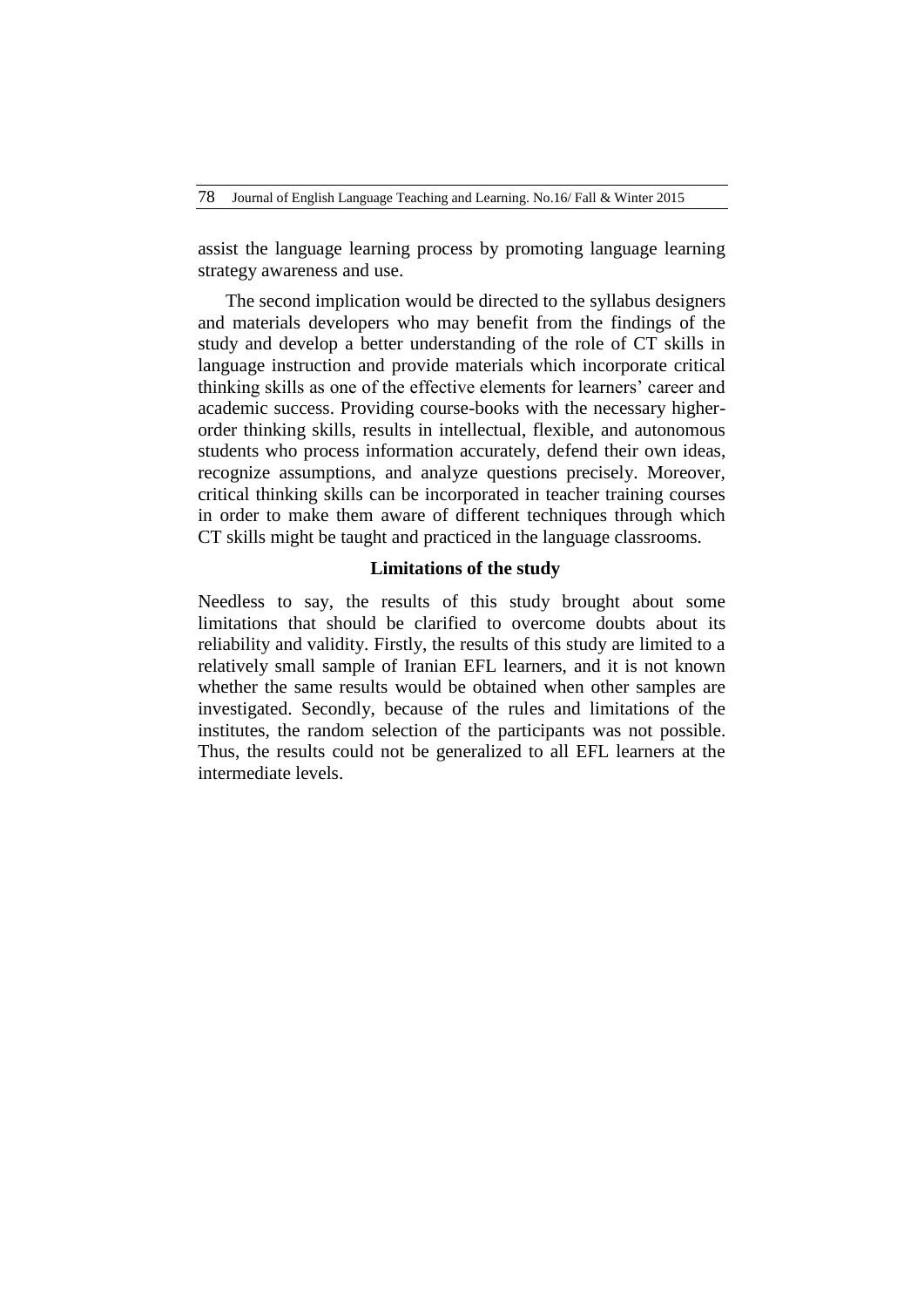assist the language learning process by promoting language learning strategy awareness and use.

The second implication would be directed to the syllabus designers and materials developers who may benefit from the findings of the study and develop a better understanding of the role of CT skills in language instruction and provide materials which incorporate critical thinking skills as one of the effective elements for learners' career and academic success. Providing course-books with the necessary higher-order thinking skills, results in intellectual, flexible, and autonomous students who process information accurately, defend their own ideas, recognize assumptions, and analyze questions precisely. Moreover, critical thinking skills can be incorporated in teacher training courses in order to make them aware of different techniques through which CT skills might be taught and practiced in the language classrooms.

## Limitations of the study

Needless to say, the results of this study brought about some limitations that should be clarified to overcome doubts about its reliability and validity. Firstly, the results of this study are limited to a relatively small sample of Iranian EFL learners, and it is not known whether the same results would be obtained when other samples are investigated. Secondly, because of the rules and limitations of the institutes, the random selection of the participants was not possible. Thus, the results could not be generalized to all EFL learners at the intermediate levels.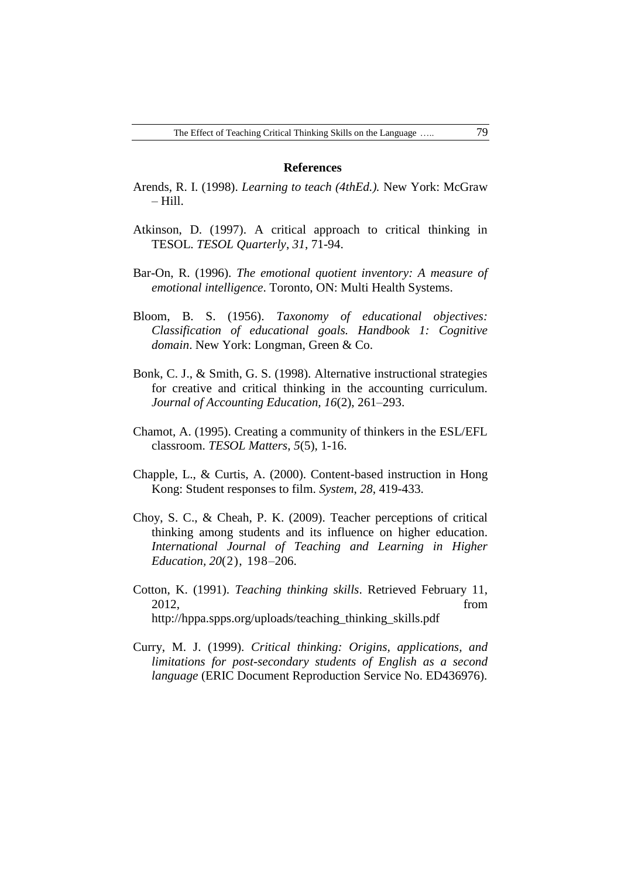## References

Arends, R. I. (1998). *Learning to teach (4thEd.).* New York: McGraw – Hill.

Atkinson, D. (1997). A critical approach to critical thinking in TESOL. *TESOL Quarterly*, *31*, 71-94.

Bar-On, R. (1996). *The emotional quotient inventory: A measure of emotional intelligence*. Toronto, ON: Multi Health Systems.

Bloom, B. S. (1956). *Taxonomy of educational objectives: Classification of educational goals. Handbook 1: Cognitive domain*. New York: Longman, Green & Co.

Bonk, C. J., & Smith, G. S. (1998). Alternative instructional strategies for creative and critical thinking in the accounting curriculum. *Journal of Accounting Education*, *16*(2), 261–293.

Chamot, A. (1995). Creating a community of thinkers in the ESL/EFL classroom. *TESOL Matters*, *5*(5), 1-16.

Chapple, L., & Curtis, A. (2000). Content-based instruction in Hong Kong: Student responses to film. *System*, *28*, 419-433.

Choy, S. C., & Cheah, P. K. (2009). Teacher perceptions of critical thinking among students and its influence on higher education. *International Journal of Teaching and Learning in Higher Education*, *20*(2), 198–206.

Cotton, K. (1991). *Teaching thinking skills*. Retrieved February 11, 2012, from http://hppa.spps.org/uploads/teaching_thinking_skills.pdf

Curry, M. J. (1999). *Critical thinking: Origins, applications, and limitations for post-secondary students of English as a second language* (ERIC Document Reproduction Service No. ED436976).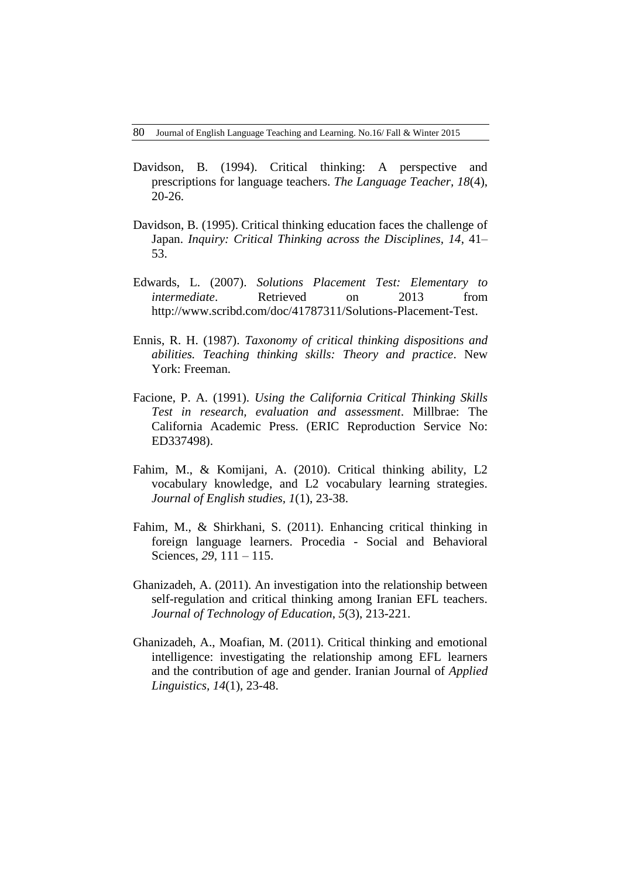Davidson, B. (1994). Critical thinking: A perspective and prescriptions for language teachers. *The Language Teacher, 18*(4), 20-26.

Davidson, B. (1995). Critical thinking education faces the challenge of Japan. *Inquiry: Critical Thinking across the Disciplines, 14*, 41–53.

Edwards, L. (2007). *Solutions Placement Test: Elementary to intermediate*. Retrieved on 2013 from http://www.scribd.com/doc/41787311/Solutions-Placement-Test.

Ennis, R. H. (1987). *Taxonomy of critical thinking dispositions and abilities. Teaching thinking skills: Theory and practice*. New York: Freeman.

Facione, P. A. (1991). *Using the California Critical Thinking Skills Test in research, evaluation and assessment*. Millbrae: The California Academic Press. (ERIC Reproduction Service No: ED337498).

Fahim, M., & Komijani, A. (2010). Critical thinking ability, L2 vocabulary knowledge, and L2 vocabulary learning strategies. *Journal of English studies, 1*(1), 23-38.

Fahim, M., & Shirkhani, S. (2011). Enhancing critical thinking in foreign language learners. Procedia - Social and Behavioral Sciences, *29*, 111 – 115.

Ghanizadeh, A. (2011). An investigation into the relationship between self-regulation and critical thinking among Iranian EFL teachers. *Journal of Technology of Education*, *5*(3), 213-221.

Ghanizadeh, A., Moafian, M. (2011). Critical thinking and emotional intelligence: investigating the relationship among EFL learners and the contribution of age and gender. Iranian Journal of *Applied Linguistics, 14*(1), 23-48.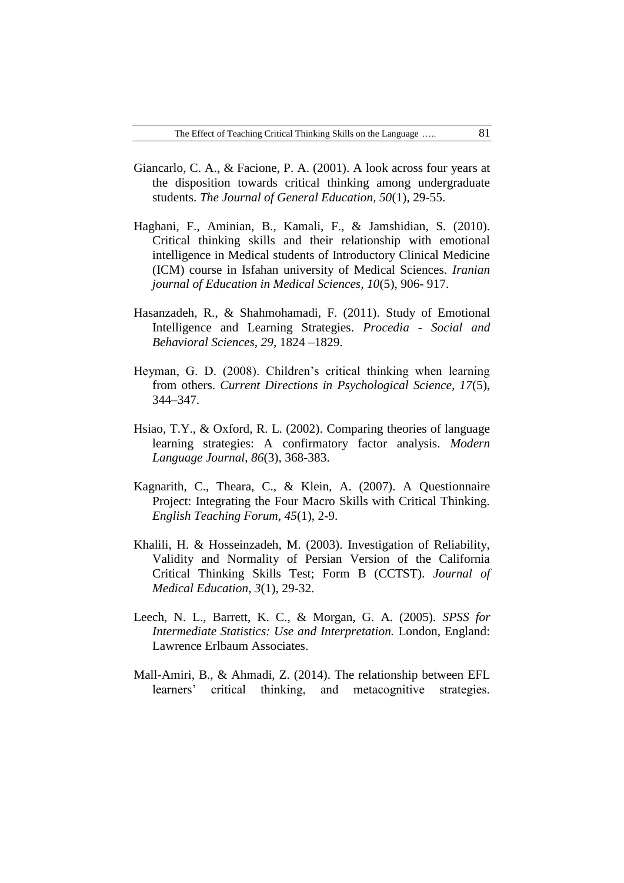Giancarlo, C. A., & Facione, P. A. (2001). A look across four years at the disposition towards critical thinking among undergraduate students. *The Journal of General Education, 50*(1), 29-55.

Haghani, F., Aminian, B., Kamali, F., & Jamshidian, S. (2010). Critical thinking skills and their relationship with emotional intelligence in Medical students of Introductory Clinical Medicine (ICM) course in Isfahan university of Medical Sciences. *Iranian journal of Education in Medical Sciences, 10*(5), 906- 917.

Hasanzadeh, R., & Shahmohamadi, F. (2011). Study of Emotional Intelligence and Learning Strategies. *Procedia - Social and Behavioral Sciences, 29*, 1824 –1829.

Heyman, G. D. (2008). Children's critical thinking when learning from others. *Current Directions in Psychological Science, 17*(5), 344–347.

Hsiao, T.Y., & Oxford, R. L. (2002). Comparing theories of language learning strategies: A confirmatory factor analysis. *Modern Language Journal, 86*(3), 368-383.

Kagnarith, C., Theara, C., & Klein, A. (2007). A Questionnaire Project: Integrating the Four Macro Skills with Critical Thinking. *English Teaching Forum, 45*(1), 2-9.

Khalili, H. & Hosseinzadeh, M. (2003). Investigation of Reliability, Validity and Normality of Persian Version of the California Critical Thinking Skills Test; Form B (CCTST). *Journal of Medical Education, 3*(1), 29-32.

Leech, N. L., Barrett, K. C., & Morgan, G. A. (2005). *SPSS for Intermediate Statistics: Use and Interpretation.* London, England: Lawrence Erlbaum Associates.

Mall-Amiri, B., & Ahmadi, Z. (2014). The relationship between EFL learners' critical thinking, and metacognitive strategies.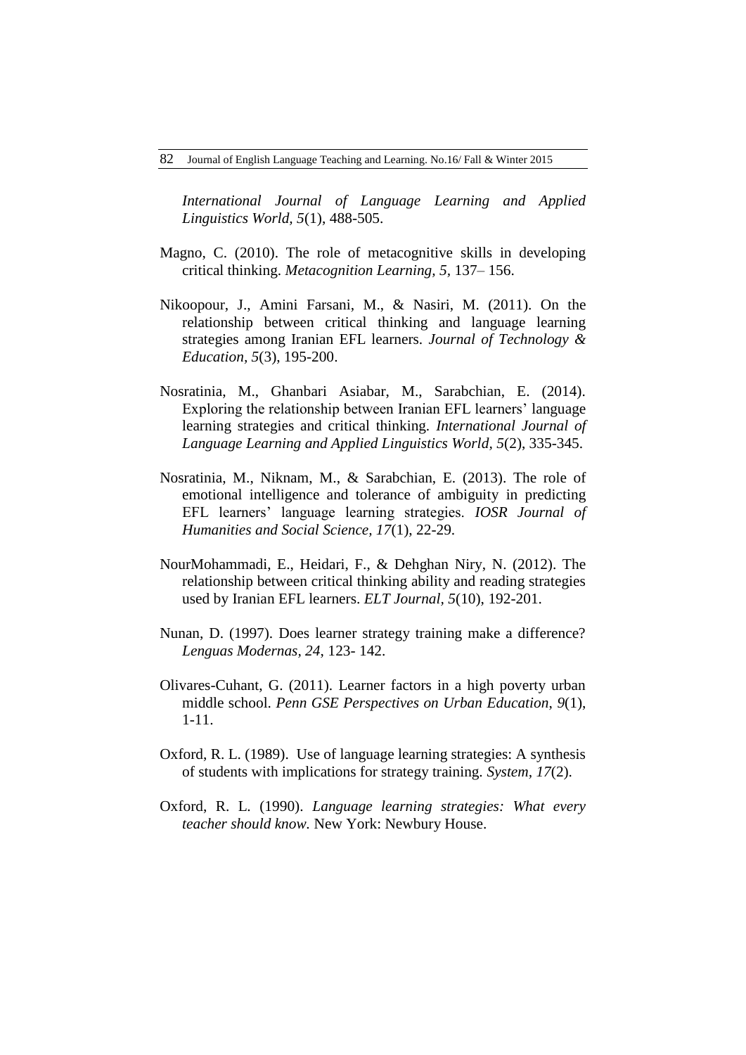*International Journal of Language Learning and Applied Linguistics World, 5*(1), 488-505.

Magno, C. (2010). The role of metacognitive skills in developing critical thinking. *Metacognition Learning, 5*, 137– 156.

Nikoopour, J., Amini Farsani, M., & Nasiri, M. (2011). On the relationship between critical thinking and language learning strategies among Iranian EFL learners. *Journal of Technology & Education, 5*(3), 195-200.

Nosratinia, M., Ghanbari Asiabar, M., Sarabchian, E. (2014). Exploring the relationship between Iranian EFL learners' language learning strategies and critical thinking. *International Journal of Language Learning and Applied Linguistics World, 5*(2), 335-345.

Nosratinia, M., Niknam, M., & Sarabchian, E. (2013). The role of emotional intelligence and tolerance of ambiguity in predicting EFL learners' language learning strategies. *IOSR Journal of Humanities and Social Science, 17*(1), 22-29.

NourMohammadi, E., Heidari, F., & Dehghan Niry, N. (2012). The relationship between critical thinking ability and reading strategies used by Iranian EFL learners. *ELT Journal, 5*(10), 192-201.

Nunan, D. (1997). Does learner strategy training make a difference? *Lenguas Modernas, 24*, 123- 142.

Olivares-Cuhant, G. (2011). Learner factors in a high poverty urban middle school. *Penn GSE Perspectives on Urban Education, 9*(1), 1-11.

Oxford, R. L. (1989). Use of language learning strategies: A synthesis of students with implications for strategy training. *System, 17*(2).

Oxford, R. L. (1990). *Language learning strategies: What every teacher should know.* New York: Newbury House.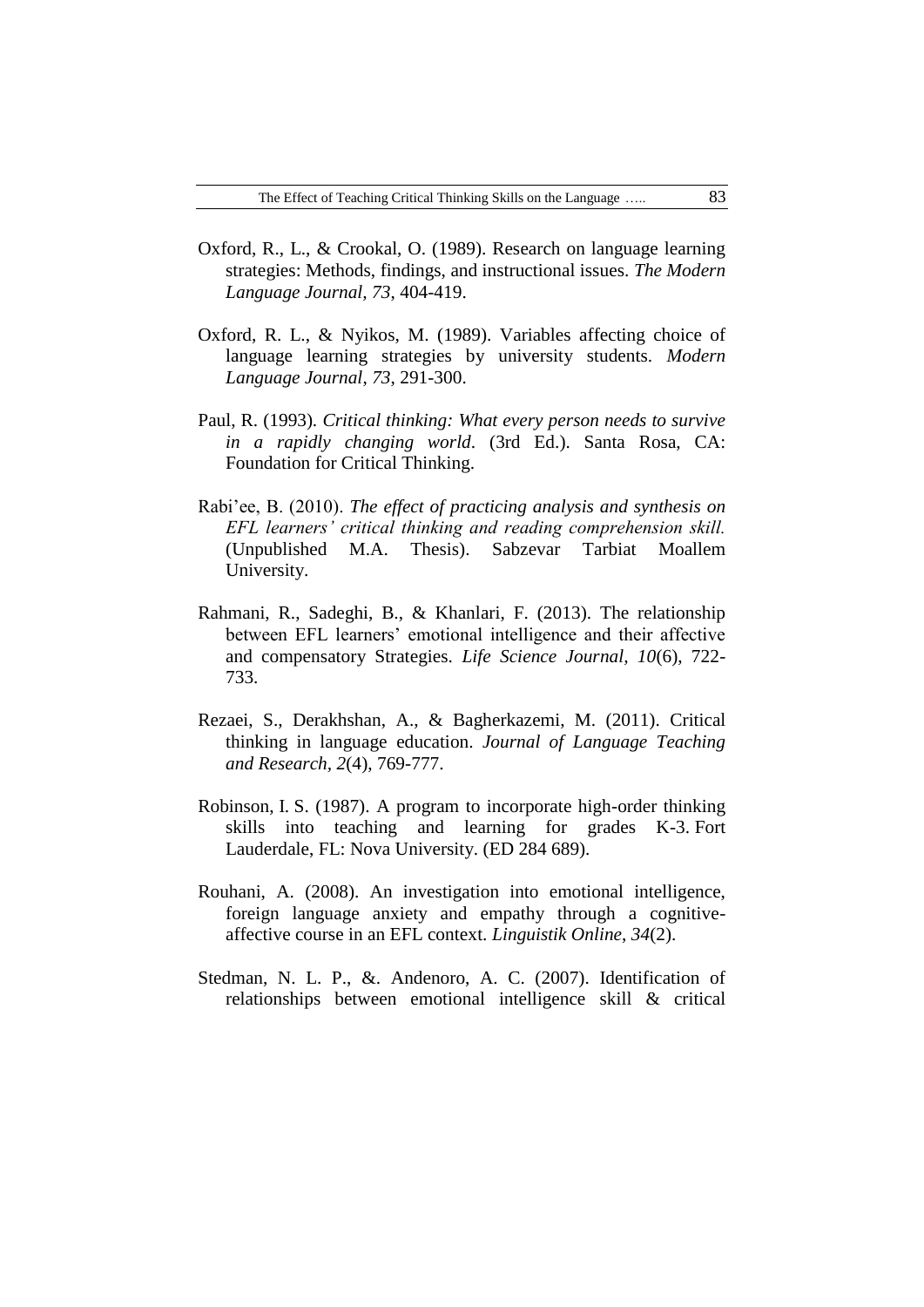Oxford, R., L., & Crookal, O. (1989). Research on language learning strategies: Methods, findings, and instructional issues. *The Modern Language Journal*, *73*, 404-419.

Oxford, R. L., & Nyikos, M. (1989). Variables affecting choice of language learning strategies by university students. *Modern Language Journal*, *73*, 291-300.

Paul, R. (1993). *Critical thinking: What every person needs to survive in a rapidly changing world*. (3rd Ed.). Santa Rosa, CA: Foundation for Critical Thinking.

Rabi'ee, B. (2010). *The effect of practicing analysis and synthesis on EFL learners' critical thinking and reading comprehension skill.* (Unpublished M.A. Thesis). Sabzevar Tarbiat Moallem University.

Rahmani, R., Sadeghi, B., & Khanlari, F. (2013). The relationship between EFL learners' emotional intelligence and their affective and compensatory Strategies. *Life Science Journal, 10*(6), 722-733.

Rezaei, S., Derakhshan, A., & Bagherkazemi, M. (2011). Critical thinking in language education. *Journal of Language Teaching and Research, 2*(4), 769-777.

Robinson, I. S. (1987). A program to incorporate high-order thinking skills into teaching and learning for grades K-3. Fort Lauderdale, FL: Nova University. (ED 284 689).

Rouhani, A. (2008). An investigation into emotional intelligence, foreign language anxiety and empathy through a cognitive-affective course in an EFL context. *Linguistik Online*, *34*(2).

Stedman, N. L. P., &. Andenoro, A. C. (2007). Identification of relationships between emotional intelligence skill & critical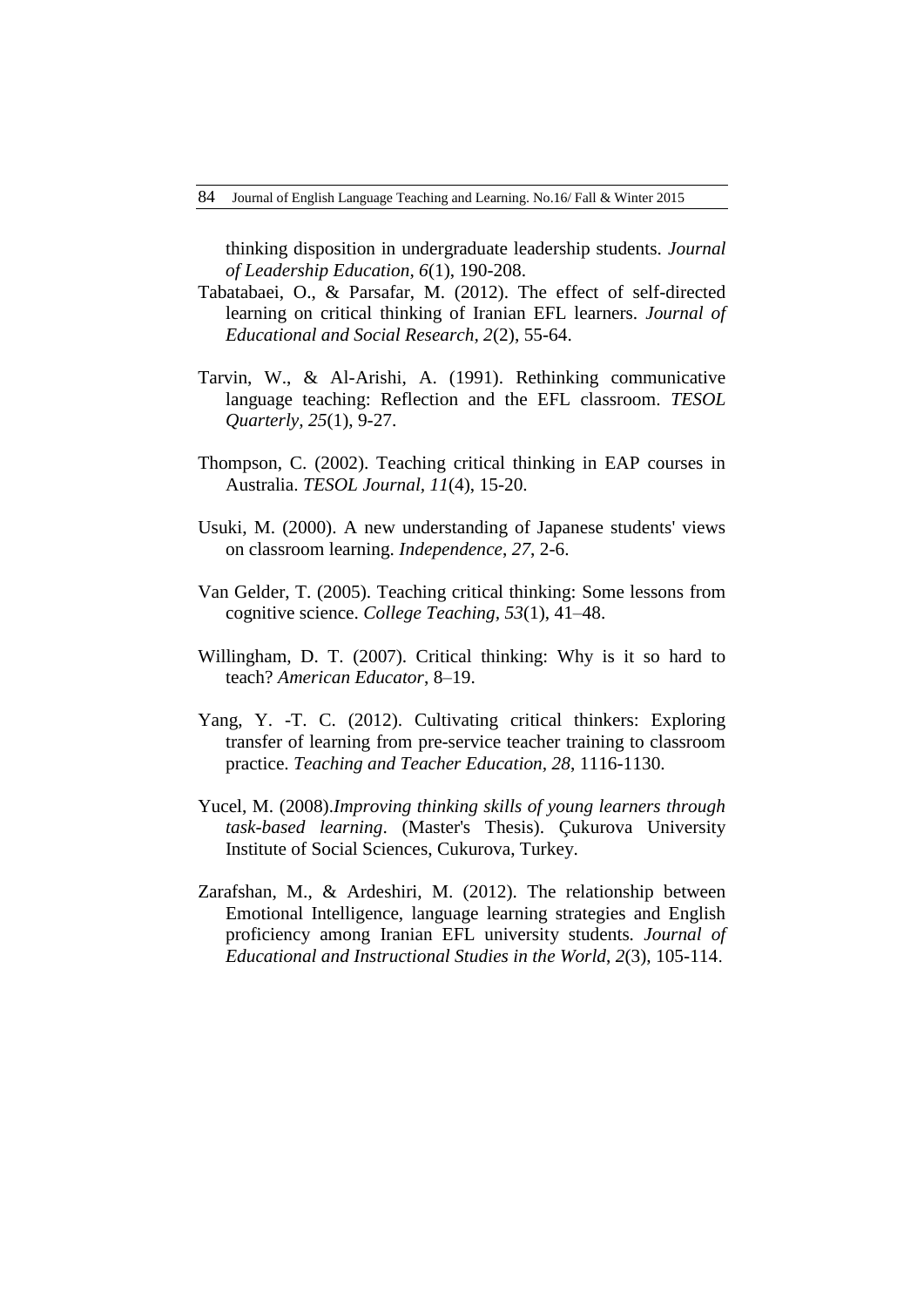thinking disposition in undergraduate leadership students. *Journal of Leadership Education, 6*(1), 190-208.

Tabatabaei, O., & Parsafar, M. (2012). The effect of self-directed learning on critical thinking of Iranian EFL learners. *Journal of Educational and Social Research, 2*(2), 55-64.

Tarvin, W., & Al-Arishi, A. (1991). Rethinking communicative language teaching: Reflection and the EFL classroom. *TESOL Quarterly, 25*(1), 9-27.

Thompson, C. (2002). Teaching critical thinking in EAP courses in Australia. *TESOL Journal, 11*(4), 15-20.

Usuki, M. (2000). A new understanding of Japanese students' views on classroom learning. *Independence, 27*, 2-6.

Van Gelder, T. (2005). Teaching critical thinking: Some lessons from cognitive science. *College Teaching, 53*(1), 41–48.

Willingham, D. T. (2007). Critical thinking: Why is it so hard to teach? *American Educator*, 8–19.

Yang, Y. -T. C. (2012). Cultivating critical thinkers: Exploring transfer of learning from pre-service teacher training to classroom practice. *Teaching and Teacher Education, 28*, 1116-1130.

Yucel, M. (2008).*Improving thinking skills of young learners through task-based learning*. (Master's Thesis). Çukurova University Institute of Social Sciences, Cukurova, Turkey.

Zarafshan, M., & Ardeshiri, M. (2012). The relationship between Emotional Intelligence, language learning strategies and English proficiency among Iranian EFL university students. *Journal of Educational and Instructional Studies in the World, 2*(3), 105-114.